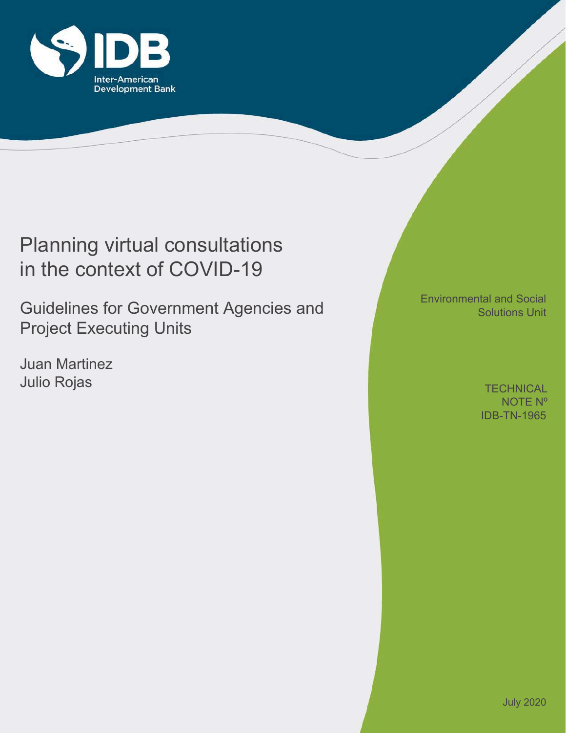Inter-American Development Bank

# Planning virtual consultations in the context of COVID-19

## Guidelines for Government Agencies and Project Executing Units

Juan Martinez
Julio Rojas

Environmental and Social Solutions Unit

TECHNICAL NOTE Nº IDB-TN-1965

July 2020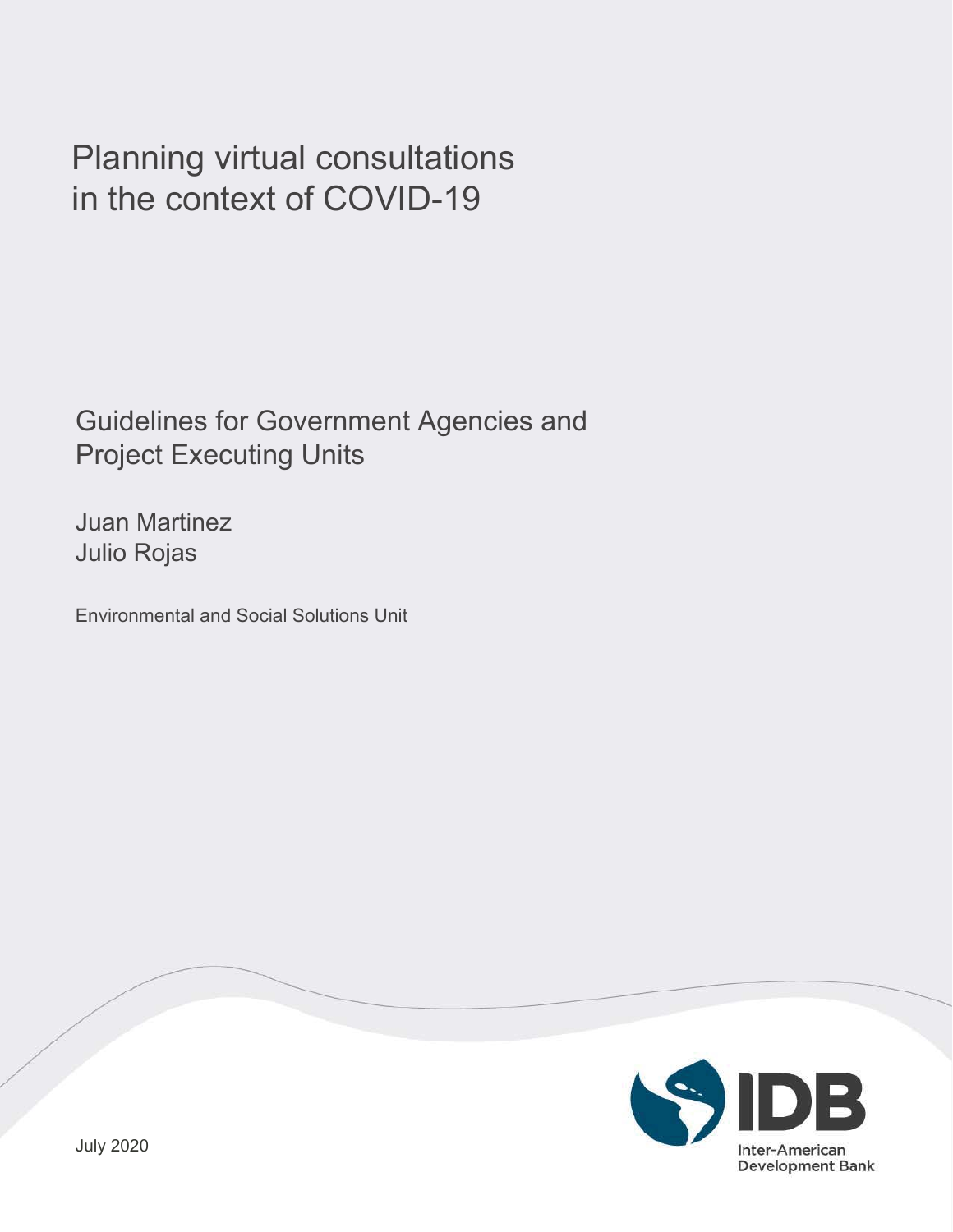# Planning virtual consultations in the context of COVID-19

## Guidelines for Government Agencies and Project Executing Units

Juan Martinez
Julio Rojas

Environmental and Social Solutions Unit

Inter-American Development Bank

July 2020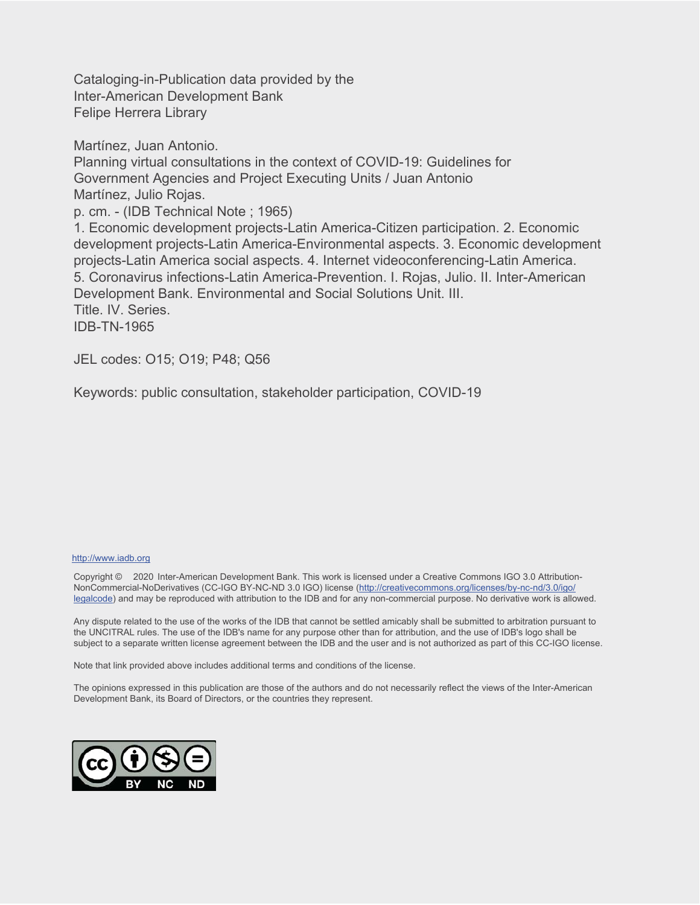Cataloging-in-Publication data provided by the
Inter-American Development Bank
Felipe Herrera Library

Martínez, Juan Antonio.
Planning virtual consultations in the context of COVID-19: Guidelines for Government Agencies and Project Executing Units / Juan Antonio Martínez, Julio Rojas.
p. cm. - (IDB Technical Note ; 1965)
1. Economic development projects-Latin America-Citizen participation. 2. Economic development projects-Latin America-Environmental aspects. 3. Economic development projects-Latin America social aspects. 4. Internet videoconferencing-Latin America. 5. Coronavirus infections-Latin America-Prevention. I. Rojas, Julio. II. Inter-American Development Bank. Environmental and Social Solutions Unit. III. Title. IV. Series.
IDB-TN-1965

JEL codes: O15; O19; P48; Q56

Keywords: public consultation, stakeholder participation, COVID-19

http://www.iadb.org

Copyright © 2020 Inter-American Development Bank. This work is licensed under a Creative Commons IGO 3.0 Attribution-NonCommercial-NoDerivatives (CC-IGO BY-NC-ND 3.0 IGO) license (http://creativecommons.org/licenses/by-nc-nd/3.0/igo/legalcode) and may be reproduced with attribution to the IDB and for any non-commercial purpose. No derivative work is allowed.

Any dispute related to the use of the works of the IDB that cannot be settled amicably shall be submitted to arbitration pursuant to the UNCITRAL rules. The use of the IDB's name for any purpose other than for attribution, and the use of IDB's logo shall be subject to a separate written license agreement between the IDB and the user and is not authorized as part of this CC-IGO license.

Note that link provided above includes additional terms and conditions of the license.

The opinions expressed in this publication are those of the authors and do not necessarily reflect the views of the Inter-American Development Bank, its Board of Directors, or the countries they represent.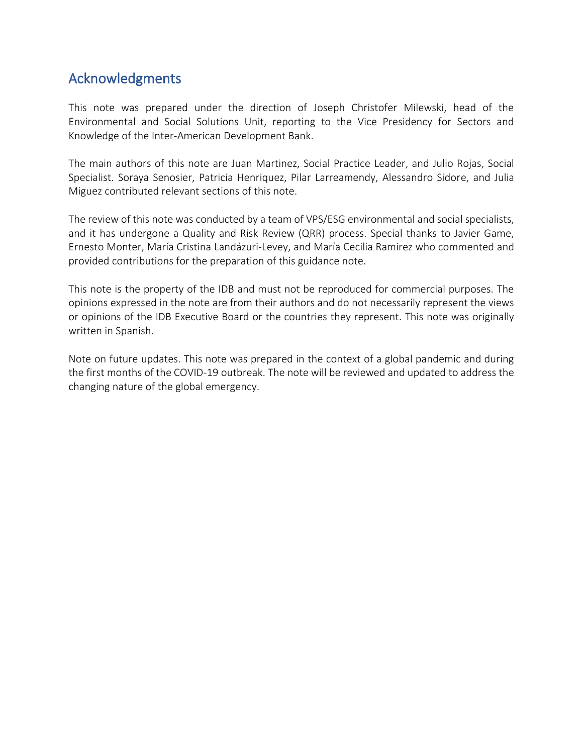## Acknowledgments

This note was prepared under the direction of Joseph Christofer Milewski, head of the Environmental and Social Solutions Unit, reporting to the Vice Presidency for Sectors and Knowledge of the Inter-American Development Bank.

The main authors of this note are Juan Martinez, Social Practice Leader, and Julio Rojas, Social Specialist. Soraya Senosier, Patricia Henriquez, Pilar Larreamendy, Alessandro Sidore, and Julia Miguez contributed relevant sections of this note.

The review of this note was conducted by a team of VPS/ESG environmental and social specialists, and it has undergone a Quality and Risk Review (QRR) process. Special thanks to Javier Game, Ernesto Monter, María Cristina Landázuri-Levey, and María Cecilia Ramirez who commented and provided contributions for the preparation of this guidance note.

This note is the property of the IDB and must not be reproduced for commercial purposes. The opinions expressed in the note are from their authors and do not necessarily represent the views or opinions of the IDB Executive Board or the countries they represent. This note was originally written in Spanish.

Note on future updates. This note was prepared in the context of a global pandemic and during the first months of the COVID-19 outbreak. The note will be reviewed and updated to address the changing nature of the global emergency.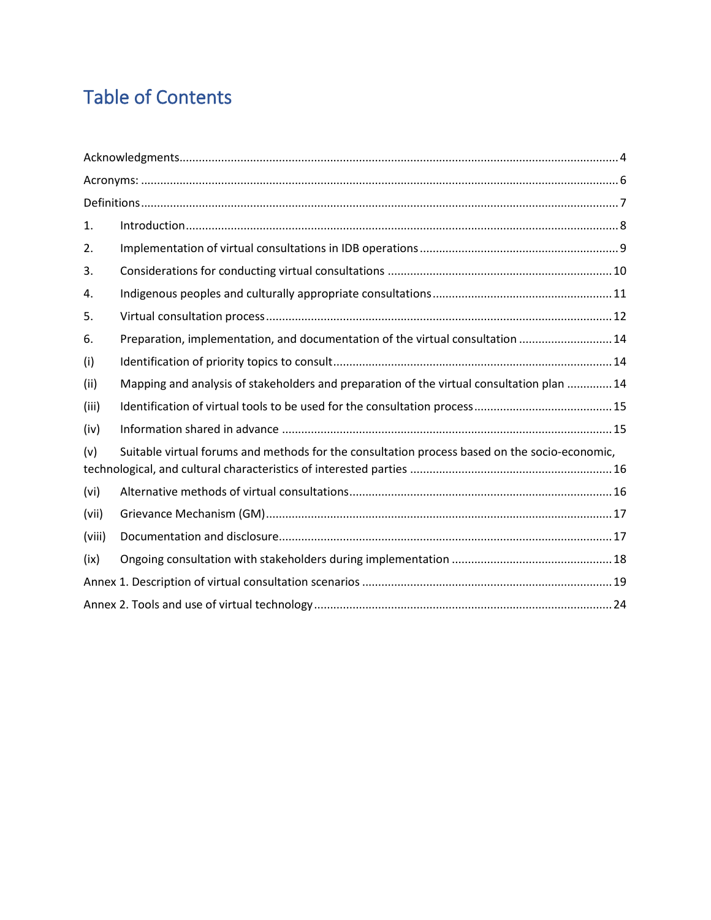# Table of Contents

Acknowledgments .... 4

Acronyms: .... 6

Definitions .... 7

1. Introduction .... 8
2. Implementation of virtual consultations in IDB operations .... 9
3. Considerations for conducting virtual consultations .... 10
4. Indigenous peoples and culturally appropriate consultations .... 11
5. Virtual consultation process .... 12
6. Preparation, implementation, and documentation of the virtual consultation .... 14

(i) Identification of priority topics to consult .... 14

(ii) Mapping and analysis of stakeholders and preparation of the virtual consultation plan .... 14

(iii) Identification of virtual tools to be used for the consultation process .... 15

(iv) Information shared in advance .... 15

(v) Suitable virtual forums and methods for the consultation process based on the socio-economic, technological, and cultural characteristics of interested parties .... 16

(vi) Alternative methods of virtual consultations .... 16

(vii) Grievance Mechanism (GM) .... 17

(viii) Documentation and disclosure .... 17

(ix) Ongoing consultation with stakeholders during implementation .... 18

Annex 1. Description of virtual consultation scenarios .... 19

Annex 2. Tools and use of virtual technology .... 24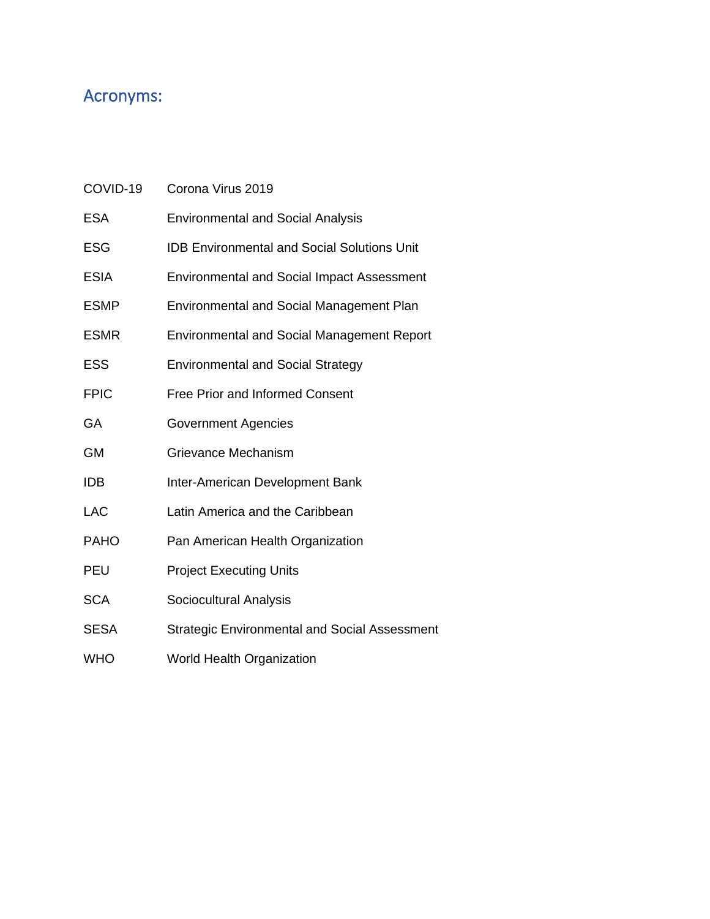## Acronyms:

| | |
|---|---|
| COVID-19 | Corona Virus 2019 |
| ESA | Environmental and Social Analysis |
| ESG | IDB Environmental and Social Solutions Unit |
| ESIA | Environmental and Social Impact Assessment |
| ESMP | Environmental and Social Management Plan |
| ESMR | Environmental and Social Management Report |
| ESS | Environmental and Social Strategy |
| FPIC | Free Prior and Informed Consent |
| GA | Government Agencies |
| GM | Grievance Mechanism |
| IDB | Inter-American Development Bank |
| LAC | Latin America and the Caribbean |
| PAHO | Pan American Health Organization |
| PEU | Project Executing Units |
| SCA | Sociocultural Analysis |
| SESA | Strategic Environmental and Social Assessment |
| WHO | World Health Organization |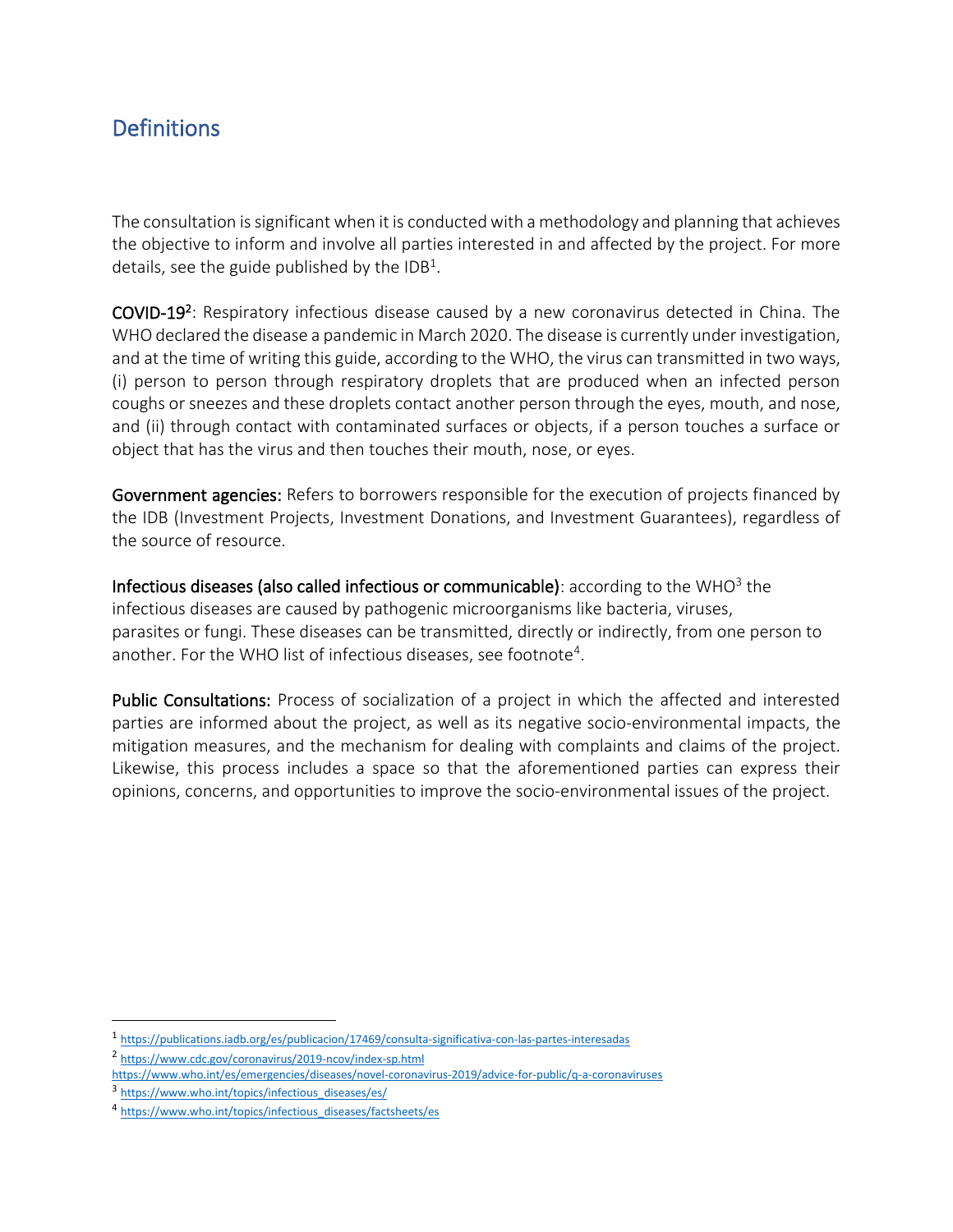## Definitions

The consultation is significant when it is conducted with a methodology and planning that achieves the objective to inform and involve all parties interested in and affected by the project. For more details, see the guide published by the IDB[1].

**COVID-19[2]**: Respiratory infectious disease caused by a new coronavirus detected in China. The WHO declared the disease a pandemic in March 2020. The disease is currently under investigation, and at the time of writing this guide, according to the WHO, the virus can transmitted in two ways, (i) person to person through respiratory droplets that are produced when an infected person coughs or sneezes and these droplets contact another person through the eyes, mouth, and nose, and (ii) through contact with contaminated surfaces or objects, if a person touches a surface or object that has the virus and then touches their mouth, nose, or eyes.

**Government agencies:** Refers to borrowers responsible for the execution of projects financed by the IDB (Investment Projects, Investment Donations, and Investment Guarantees), regardless of the source of resource.

**Infectious diseases (also called infectious or communicable)**: according to the WHO[3] the infectious diseases are caused by pathogenic microorganisms like bacteria, viruses, parasites or fungi. These diseases can be transmitted, directly or indirectly, from one person to another. For the WHO list of infectious diseases, see footnote[4].

**Public Consultations:** Process of socialization of a project in which the affected and interested parties are informed about the project, as well as its negative socio-environmental impacts, the mitigation measures, and the mechanism for dealing with complaints and claims of the project. Likewise, this process includes a space so that the aforementioned parties can express their opinions, concerns, and opportunities to improve the socio-environmental issues of the project.

---

[1] https://publications.iadb.org/es/publicacion/17469/consulta-significativa-con-las-partes-interesadas

[2] https://www.cdc.gov/coronavirus/2019-ncov/index-sp.html
https://www.who.int/es/emergencies/diseases/novel-coronavirus-2019/advice-for-public/q-a-coronaviruses

[3] https://www.who.int/topics/infectious_diseases/es/

[4] https://www.who.int/topics/infectious_diseases/factsheets/es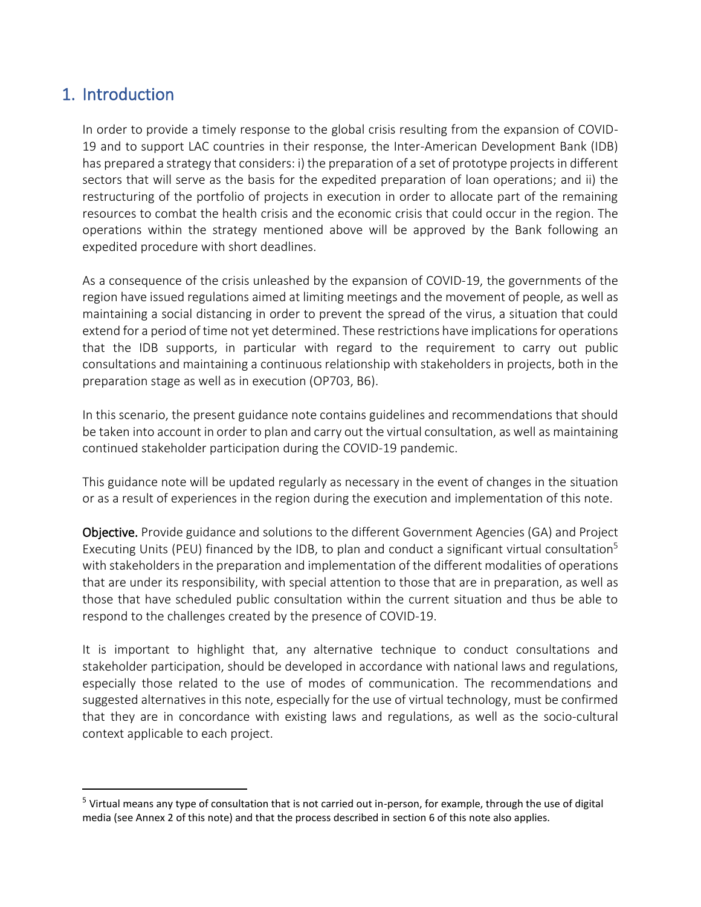# 1. Introduction

In order to provide a timely response to the global crisis resulting from the expansion of COVID-19 and to support LAC countries in their response, the Inter-American Development Bank (IDB) has prepared a strategy that considers: i) the preparation of a set of prototype projects in different sectors that will serve as the basis for the expedited preparation of loan operations; and ii) the restructuring of the portfolio of projects in execution in order to allocate part of the remaining resources to combat the health crisis and the economic crisis that could occur in the region. The operations within the strategy mentioned above will be approved by the Bank following an expedited procedure with short deadlines.

As a consequence of the crisis unleashed by the expansion of COVID-19, the governments of the region have issued regulations aimed at limiting meetings and the movement of people, as well as maintaining a social distancing in order to prevent the spread of the virus, a situation that could extend for a period of time not yet determined. These restrictions have implications for operations that the IDB supports, in particular with regard to the requirement to carry out public consultations and maintaining a continuous relationship with stakeholders in projects, both in the preparation stage as well as in execution (OP703, B6).

In this scenario, the present guidance note contains guidelines and recommendations that should be taken into account in order to plan and carry out the virtual consultation, as well as maintaining continued stakeholder participation during the COVID-19 pandemic.

This guidance note will be updated regularly as necessary in the event of changes in the situation or as a result of experiences in the region during the execution and implementation of this note.

**Objective.** Provide guidance and solutions to the different Government Agencies (GA) and Project Executing Units (PEU) financed by the IDB, to plan and conduct a significant virtual consultation[5] with stakeholders in the preparation and implementation of the different modalities of operations that are under its responsibility, with special attention to those that are in preparation, as well as those that have scheduled public consultation within the current situation and thus be able to respond to the challenges created by the presence of COVID-19.

It is important to highlight that, any alternative technique to conduct consultations and stakeholder participation, should be developed in accordance with national laws and regulations, especially those related to the use of modes of communication. The recommendations and suggested alternatives in this note, especially for the use of virtual technology, must be confirmed that they are in concordance with existing laws and regulations, as well as the socio-cultural context applicable to each project.

---

[5] Virtual means any type of consultation that is not carried out in-person, for example, through the use of digital media (see Annex 2 of this note) and that the process described in section 6 of this note also applies.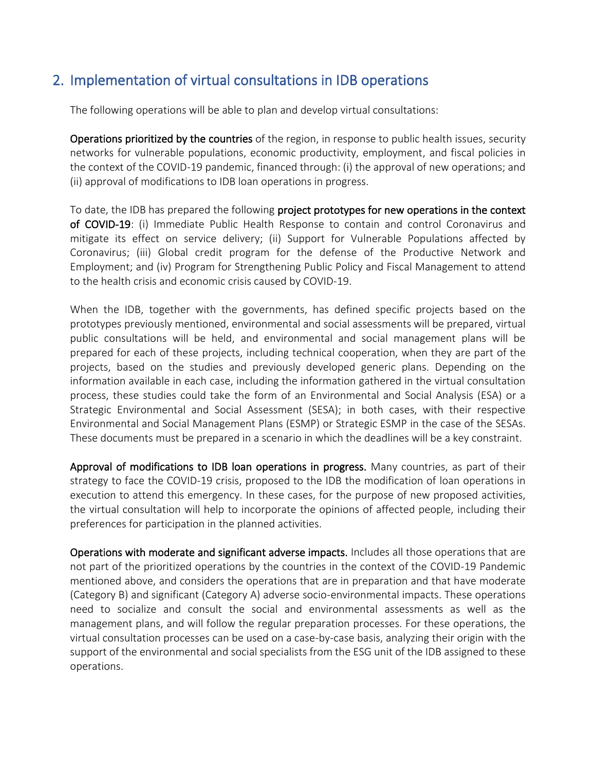## 2. Implementation of virtual consultations in IDB operations

The following operations will be able to plan and develop virtual consultations:

**Operations prioritized by the countries** of the region, in response to public health issues, security networks for vulnerable populations, economic productivity, employment, and fiscal policies in the context of the COVID-19 pandemic, financed through: (i) the approval of new operations; and (ii) approval of modifications to IDB loan operations in progress.

To date, the IDB has prepared the following **project prototypes for new operations in the context of COVID-19**: (i) Immediate Public Health Response to contain and control Coronavirus and mitigate its effect on service delivery; (ii) Support for Vulnerable Populations affected by Coronavirus; (iii) Global credit program for the defense of the Productive Network and Employment; and (iv) Program for Strengthening Public Policy and Fiscal Management to attend to the health crisis and economic crisis caused by COVID-19.

When the IDB, together with the governments, has defined specific projects based on the prototypes previously mentioned, environmental and social assessments will be prepared, virtual public consultations will be held, and environmental and social management plans will be prepared for each of these projects, including technical cooperation, when they are part of the projects, based on the studies and previously developed generic plans. Depending on the information available in each case, including the information gathered in the virtual consultation process, these studies could take the form of an Environmental and Social Analysis (ESA) or a Strategic Environmental and Social Assessment (SESA); in both cases, with their respective Environmental and Social Management Plans (ESMP) or Strategic ESMP in the case of the SESAs. These documents must be prepared in a scenario in which the deadlines will be a key constraint.

**Approval of modifications to IDB loan operations in progress.** Many countries, as part of their strategy to face the COVID-19 crisis, proposed to the IDB the modification of loan operations in execution to attend this emergency. In these cases, for the purpose of new proposed activities, the virtual consultation will help to incorporate the opinions of affected people, including their preferences for participation in the planned activities.

**Operations with moderate and significant adverse impacts.** Includes all those operations that are not part of the prioritized operations by the countries in the context of the COVID-19 Pandemic mentioned above, and considers the operations that are in preparation and that have moderate (Category B) and significant (Category A) adverse socio-environmental impacts. These operations need to socialize and consult the social and environmental assessments as well as the management plans, and will follow the regular preparation processes. For these operations, the virtual consultation processes can be used on a case-by-case basis, analyzing their origin with the support of the environmental and social specialists from the ESG unit of the IDB assigned to these operations.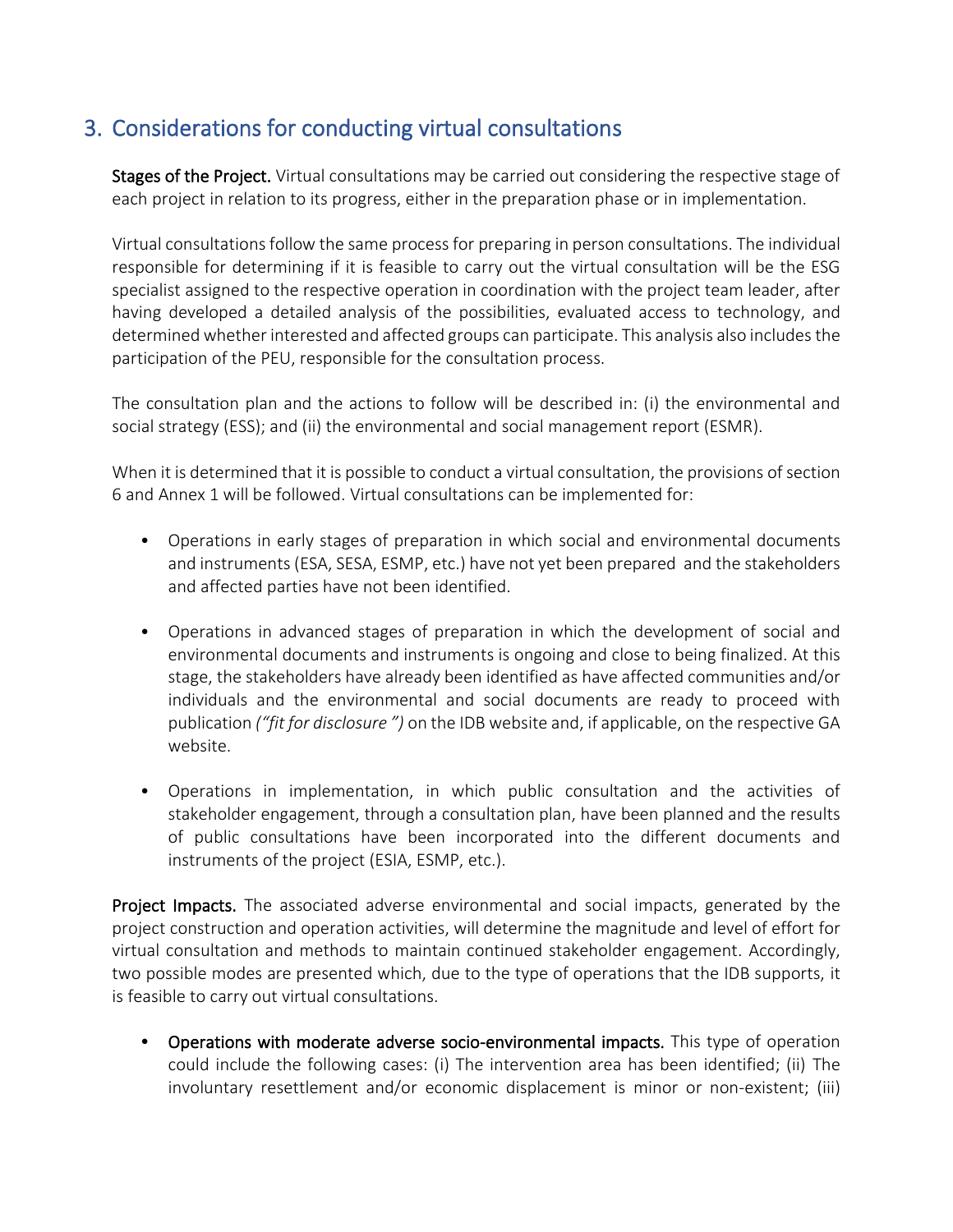## 3. Considerations for conducting virtual consultations

**Stages of the Project.** Virtual consultations may be carried out considering the respective stage of each project in relation to its progress, either in the preparation phase or in implementation.

Virtual consultations follow the same process for preparing in person consultations. The individual responsible for determining if it is feasible to carry out the virtual consultation will be the ESG specialist assigned to the respective operation in coordination with the project team leader, after having developed a detailed analysis of the possibilities, evaluated access to technology, and determined whether interested and affected groups can participate. This analysis also includes the participation of the PEU, responsible for the consultation process.

The consultation plan and the actions to follow will be described in: (i) the environmental and social strategy (ESS); and (ii) the environmental and social management report (ESMR).

When it is determined that it is possible to conduct a virtual consultation, the provisions of section 6 and Annex 1 will be followed. Virtual consultations can be implemented for:

- Operations in early stages of preparation in which social and environmental documents and instruments (ESA, SESA, ESMP, etc.) have not yet been prepared and the stakeholders and affected parties have not been identified.

- Operations in advanced stages of preparation in which the development of social and environmental documents and instruments is ongoing and close to being finalized. At this stage, the stakeholders have already been identified as have affected communities and/or individuals and the environmental and social documents are ready to proceed with publication *("fit for disclosure ")* on the IDB website and, if applicable, on the respective GA website.

- Operations in implementation, in which public consultation and the activities of stakeholder engagement, through a consultation plan, have been planned and the results of public consultations have been incorporated into the different documents and instruments of the project (ESIA, ESMP, etc.).

**Project Impacts.** The associated adverse environmental and social impacts, generated by the project construction and operation activities, will determine the magnitude and level of effort for virtual consultation and methods to maintain continued stakeholder engagement. Accordingly, two possible modes are presented which, due to the type of operations that the IDB supports, it is feasible to carry out virtual consultations.

- **Operations with moderate adverse socio-environmental impacts.** This type of operation could include the following cases: (i) The intervention area has been identified; (ii) The involuntary resettlement and/or economic displacement is minor or non-existent; (iii)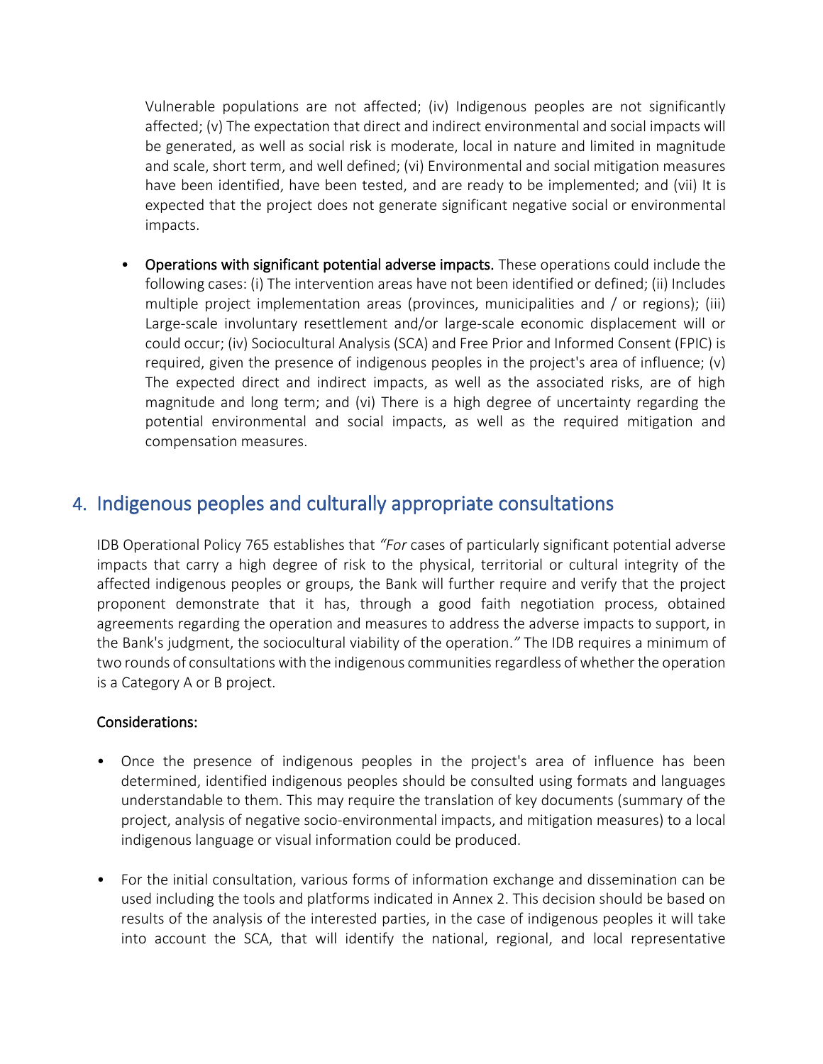Vulnerable populations are not affected; (iv) Indigenous peoples are not significantly affected; (v) The expectation that direct and indirect environmental and social impacts will be generated, as well as social risk is moderate, local in nature and limited in magnitude and scale, short term, and well defined; (vi) Environmental and social mitigation measures have been identified, have been tested, and are ready to be implemented; and (vii) It is expected that the project does not generate significant negative social or environmental impacts.

- **Operations with significant potential adverse impacts.** These operations could include the following cases: (i) The intervention areas have not been identified or defined; (ii) Includes multiple project implementation areas (provinces, municipalities and / or regions); (iii) Large-scale involuntary resettlement and/or large-scale economic displacement will or could occur; (iv) Sociocultural Analysis (SCA) and Free Prior and Informed Consent (FPIC) is required, given the presence of indigenous peoples in the project's area of influence; (v) The expected direct and indirect impacts, as well as the associated risks, are of high magnitude and long term; and (vi) There is a high degree of uncertainty regarding the potential environmental and social impacts, as well as the required mitigation and compensation measures.

## 4. Indigenous peoples and culturally appropriate consultations

IDB Operational Policy 765 establishes that *"For* cases of particularly significant potential adverse impacts that carry a high degree of risk to the physical, territorial or cultural integrity of the affected indigenous peoples or groups, the Bank will further require and verify that the project proponent demonstrate that it has, through a good faith negotiation process, obtained agreements regarding the operation and measures to address the adverse impacts to support, in the Bank's judgment, the sociocultural viability of the operation.*"* The IDB requires a minimum of two rounds of consultations with the indigenous communities regardless of whether the operation is a Category A or B project.

### Considerations:

- Once the presence of indigenous peoples in the project's area of influence has been determined, identified indigenous peoples should be consulted using formats and languages understandable to them. This may require the translation of key documents (summary of the project, analysis of negative socio-environmental impacts, and mitigation measures) to a local indigenous language or visual information could be produced.

- For the initial consultation, various forms of information exchange and dissemination can be used including the tools and platforms indicated in Annex 2. This decision should be based on results of the analysis of the interested parties, in the case of indigenous peoples it will take into account the SCA, that will identify the national, regional, and local representative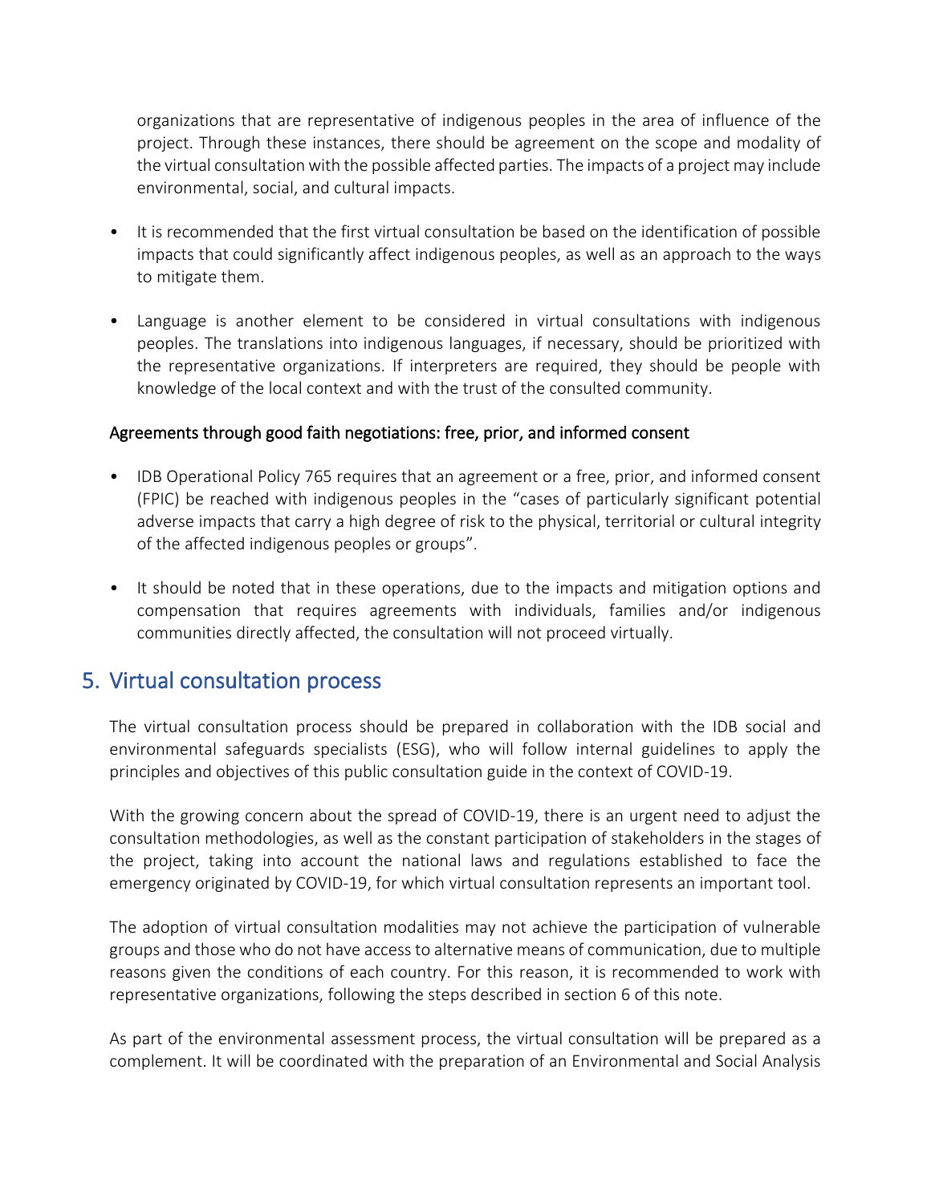organizations that are representative of indigenous peoples in the area of influence of the project. Through these instances, there should be agreement on the scope and modality of the virtual consultation with the possible affected parties. The impacts of a project may include environmental, social, and cultural impacts.

- It is recommended that the first virtual consultation be based on the identification of possible impacts that could significantly affect indigenous peoples, as well as an approach to the ways to mitigate them.

- Language is another element to be considered in virtual consultations with indigenous peoples. The translations into indigenous languages, if necessary, should be prioritized with the representative organizations. If interpreters are required, they should be people with knowledge of the local context and with the trust of the consulted community.

### Agreements through good faith negotiations: free, prior, and informed consent

- IDB Operational Policy 765 requires that an agreement or a free, prior, and informed consent (FPIC) be reached with indigenous peoples in the "cases of particularly significant potential adverse impacts that carry a high degree of risk to the physical, territorial or cultural integrity of the affected indigenous peoples or groups".

- It should be noted that in these operations, due to the impacts and mitigation options and compensation that requires agreements with individuals, families and/or indigenous communities directly affected, the consultation will not proceed virtually.

## 5. Virtual consultation process

The virtual consultation process should be prepared in collaboration with the IDB social and environmental safeguards specialists (ESG), who will follow internal guidelines to apply the principles and objectives of this public consultation guide in the context of COVID-19.

With the growing concern about the spread of COVID-19, there is an urgent need to adjust the consultation methodologies, as well as the constant participation of stakeholders in the stages of the project, taking into account the national laws and regulations established to face the emergency originated by COVID-19, for which virtual consultation represents an important tool.

The adoption of virtual consultation modalities may not achieve the participation of vulnerable groups and those who do not have access to alternative means of communication, due to multiple reasons given the conditions of each country. For this reason, it is recommended to work with representative organizations, following the steps described in section 6 of this note.

As part of the environmental assessment process, the virtual consultation will be prepared as a complement. It will be coordinated with the preparation of an Environmental and Social Analysis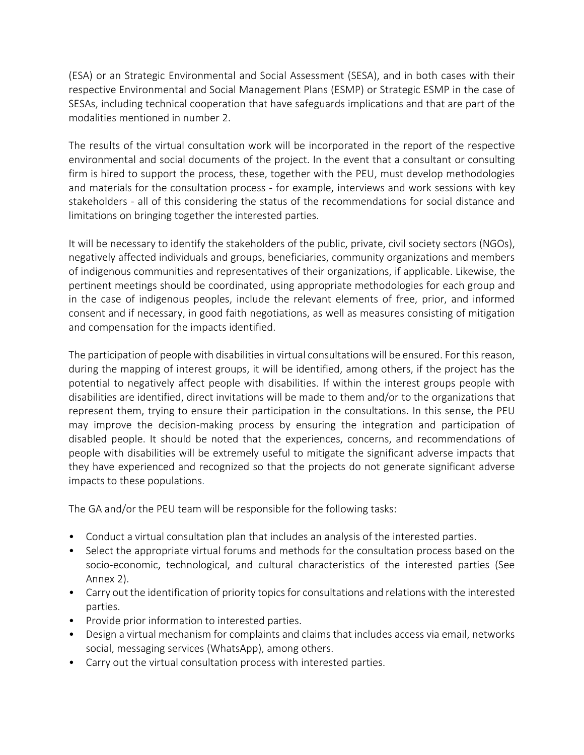(ESA) or an Strategic Environmental and Social Assessment (SESA), and in both cases with their respective Environmental and Social Management Plans (ESMP) or Strategic ESMP in the case of SESAs, including technical cooperation that have safeguards implications and that are part of the modalities mentioned in number 2.

The results of the virtual consultation work will be incorporated in the report of the respective environmental and social documents of the project. In the event that a consultant or consulting firm is hired to support the process, these, together with the PEU, must develop methodologies and materials for the consultation process - for example, interviews and work sessions with key stakeholders - all of this considering the status of the recommendations for social distance and limitations on bringing together the interested parties.

It will be necessary to identify the stakeholders of the public, private, civil society sectors (NGOs), negatively affected individuals and groups, beneficiaries, community organizations and members of indigenous communities and representatives of their organizations, if applicable. Likewise, the pertinent meetings should be coordinated, using appropriate methodologies for each group and in the case of indigenous peoples, include the relevant elements of free, prior, and informed consent and if necessary, in good faith negotiations, as well as measures consisting of mitigation and compensation for the impacts identified.

The participation of people with disabilities in virtual consultations will be ensured. For this reason, during the mapping of interest groups, it will be identified, among others, if the project has the potential to negatively affect people with disabilities. If within the interest groups people with disabilities are identified, direct invitations will be made to them and/or to the organizations that represent them, trying to ensure their participation in the consultations. In this sense, the PEU may improve the decision-making process by ensuring the integration and participation of disabled people. It should be noted that the experiences, concerns, and recommendations of people with disabilities will be extremely useful to mitigate the significant adverse impacts that they have experienced and recognized so that the projects do not generate significant adverse impacts to these populations.

The GA and/or the PEU team will be responsible for the following tasks:

- Conduct a virtual consultation plan that includes an analysis of the interested parties.
- Select the appropriate virtual forums and methods for the consultation process based on the socio-economic, technological, and cultural characteristics of the interested parties (See Annex 2).
- Carry out the identification of priority topics for consultations and relations with the interested parties.
- Provide prior information to interested parties.
- Design a virtual mechanism for complaints and claims that includes access via email, networks social, messaging services (WhatsApp), among others.
- Carry out the virtual consultation process with interested parties.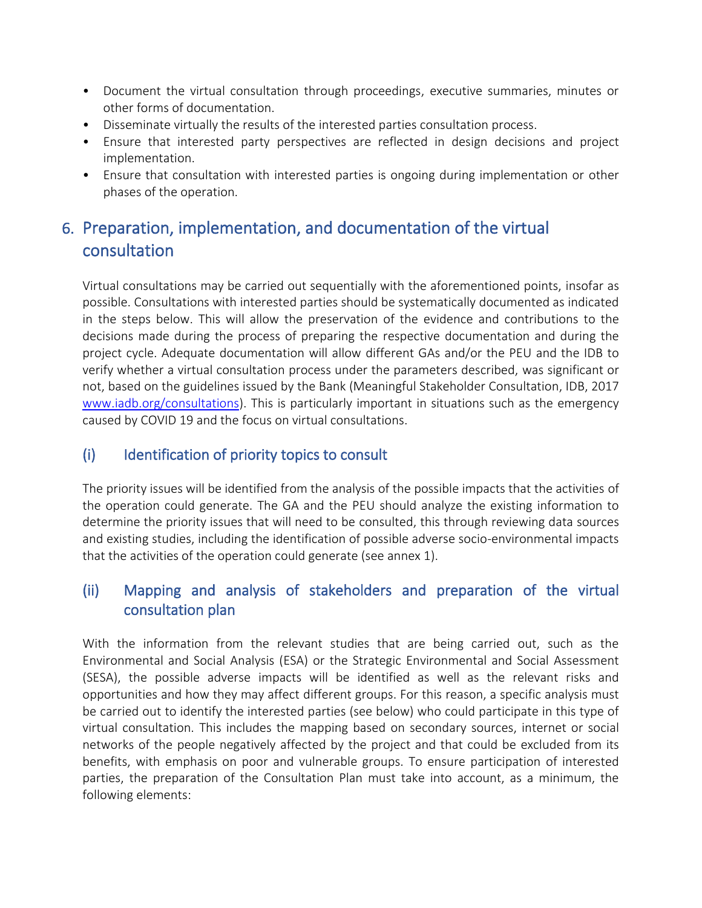- Document the virtual consultation through proceedings, executive summaries, minutes or other forms of documentation.
- Disseminate virtually the results of the interested parties consultation process.
- Ensure that interested party perspectives are reflected in design decisions and project implementation.
- Ensure that consultation with interested parties is ongoing during implementation or other phases of the operation.

# 6. Preparation, implementation, and documentation of the virtual consultation

Virtual consultations may be carried out sequentially with the aforementioned points, insofar as possible. Consultations with interested parties should be systematically documented as indicated in the steps below. This will allow the preservation of the evidence and contributions to the decisions made during the process of preparing the respective documentation and during the project cycle. Adequate documentation will allow different GAs and/or the PEU and the IDB to verify whether a virtual consultation process under the parameters described, was significant or not, based on the guidelines issued by the Bank (Meaningful Stakeholder Consultation, IDB, 2017 [www.iadb.org/consultations](www.iadb.org/consultations)). This is particularly important in situations such as the emergency caused by COVID 19 and the focus on virtual consultations.

## (i) Identification of priority topics to consult

The priority issues will be identified from the analysis of the possible impacts that the activities of the operation could generate. The GA and the PEU should analyze the existing information to determine the priority issues that will need to be consulted, this through reviewing data sources and existing studies, including the identification of possible adverse socio-environmental impacts that the activities of the operation could generate (see annex 1).

## (ii) Mapping and analysis of stakeholders and preparation of the virtual consultation plan

With the information from the relevant studies that are being carried out, such as the Environmental and Social Analysis (ESA) or the Strategic Environmental and Social Assessment (SESA), the possible adverse impacts will be identified as well as the relevant risks and opportunities and how they may affect different groups. For this reason, a specific analysis must be carried out to identify the interested parties (see below) who could participate in this type of virtual consultation. This includes the mapping based on secondary sources, internet or social networks of the people negatively affected by the project and that could be excluded from its benefits, with emphasis on poor and vulnerable groups. To ensure participation of interested parties, the preparation of the Consultation Plan must take into account, as a minimum, the following elements: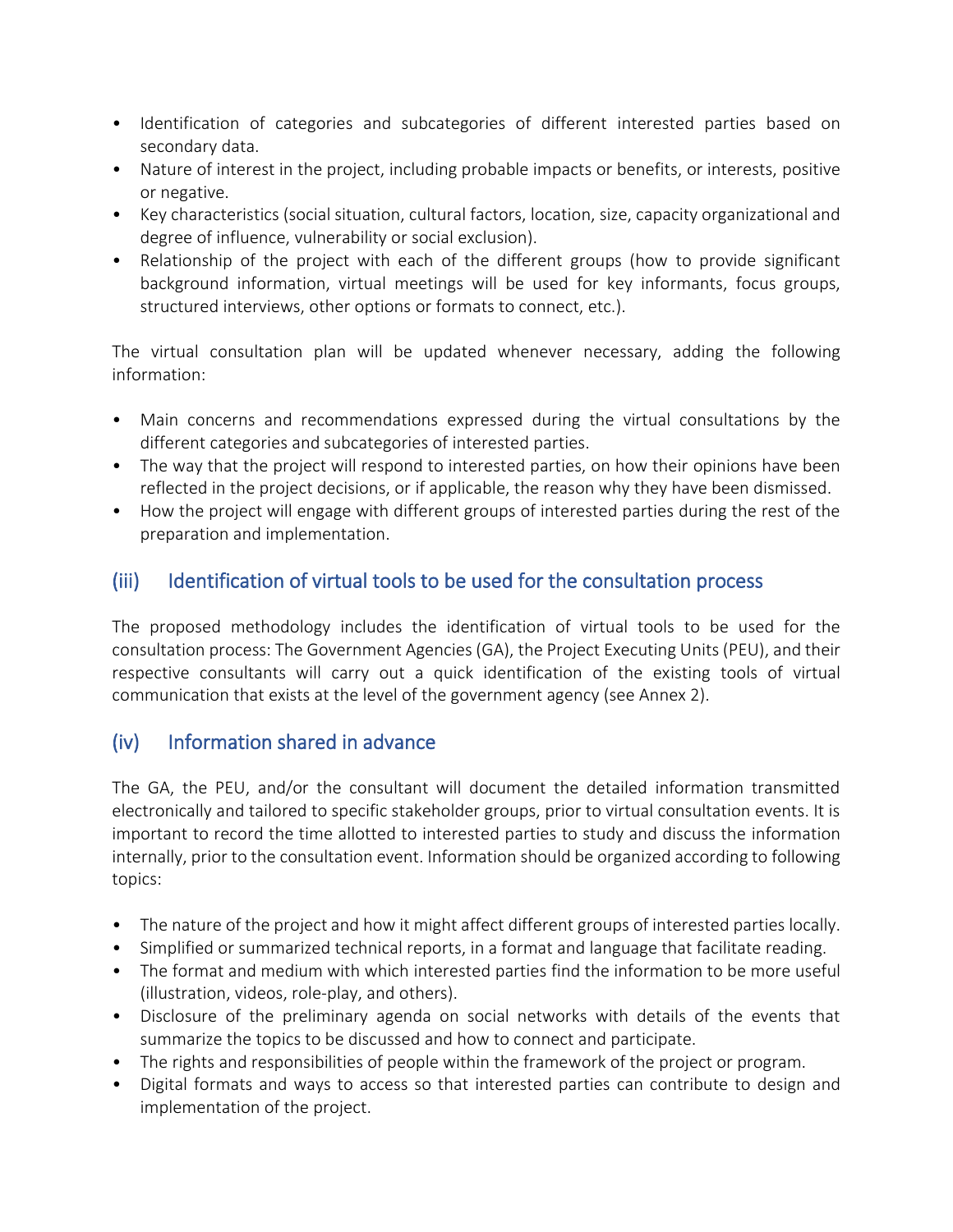- Identification of categories and subcategories of different interested parties based on secondary data.
- Nature of interest in the project, including probable impacts or benefits, or interests, positive or negative.
- Key characteristics (social situation, cultural factors, location, size, capacity organizational and degree of influence, vulnerability or social exclusion).
- Relationship of the project with each of the different groups (how to provide significant background information, virtual meetings will be used for key informants, focus groups, structured interviews, other options or formats to connect, etc.).

The virtual consultation plan will be updated whenever necessary, adding the following information:

- Main concerns and recommendations expressed during the virtual consultations by the different categories and subcategories of interested parties.
- The way that the project will respond to interested parties, on how their opinions have been reflected in the project decisions, or if applicable, the reason why they have been dismissed.
- How the project will engage with different groups of interested parties during the rest of the preparation and implementation.

## (iii) Identification of virtual tools to be used for the consultation process

The proposed methodology includes the identification of virtual tools to be used for the consultation process: The Government Agencies (GA), the Project Executing Units (PEU), and their respective consultants will carry out a quick identification of the existing tools of virtual communication that exists at the level of the government agency (see Annex 2).

## (iv) Information shared in advance

The GA, the PEU, and/or the consultant will document the detailed information transmitted electronically and tailored to specific stakeholder groups, prior to virtual consultation events. It is important to record the time allotted to interested parties to study and discuss the information internally, prior to the consultation event. Information should be organized according to following topics:

- The nature of the project and how it might affect different groups of interested parties locally.
- Simplified or summarized technical reports, in a format and language that facilitate reading.
- The format and medium with which interested parties find the information to be more useful (illustration, videos, role-play, and others).
- Disclosure of the preliminary agenda on social networks with details of the events that summarize the topics to be discussed and how to connect and participate.
- The rights and responsibilities of people within the framework of the project or program.
- Digital formats and ways to access so that interested parties can contribute to design and implementation of the project.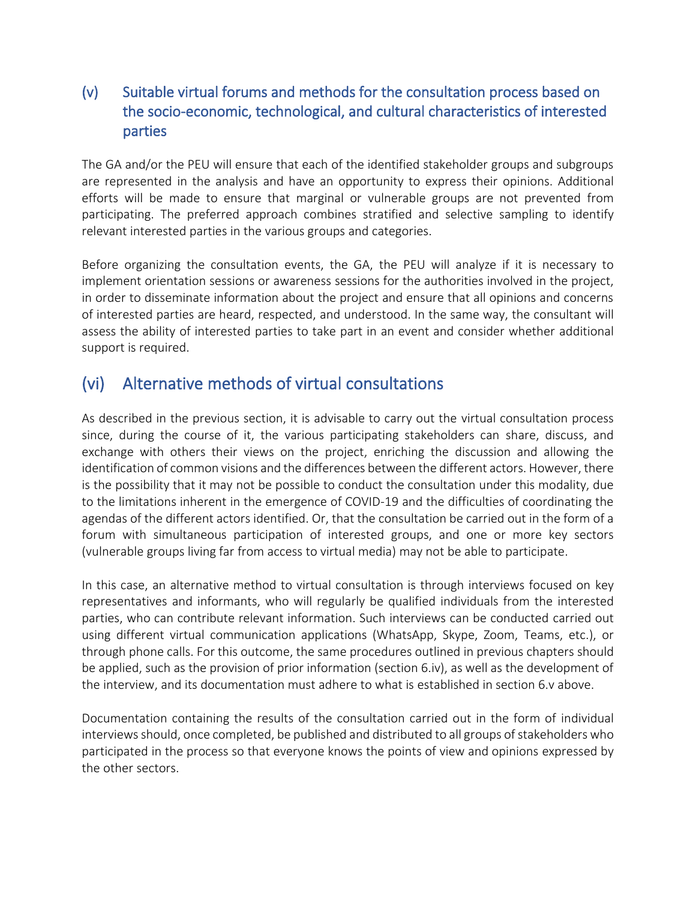## (v) Suitable virtual forums and methods for the consultation process based on the socio-economic, technological, and cultural characteristics of interested parties

The GA and/or the PEU will ensure that each of the identified stakeholder groups and subgroups are represented in the analysis and have an opportunity to express their opinions. Additional efforts will be made to ensure that marginal or vulnerable groups are not prevented from participating. The preferred approach combines stratified and selective sampling to identify relevant interested parties in the various groups and categories.

Before organizing the consultation events, the GA, the PEU will analyze if it is necessary to implement orientation sessions or awareness sessions for the authorities involved in the project, in order to disseminate information about the project and ensure that all opinions and concerns of interested parties are heard, respected, and understood. In the same way, the consultant will assess the ability of interested parties to take part in an event and consider whether additional support is required.

## (vi) Alternative methods of virtual consultations

As described in the previous section, it is advisable to carry out the virtual consultation process since, during the course of it, the various participating stakeholders can share, discuss, and exchange with others their views on the project, enriching the discussion and allowing the identification of common visions and the differences between the different actors. However, there is the possibility that it may not be possible to conduct the consultation under this modality, due to the limitations inherent in the emergence of COVID-19 and the difficulties of coordinating the agendas of the different actors identified. Or, that the consultation be carried out in the form of a forum with simultaneous participation of interested groups, and one or more key sectors (vulnerable groups living far from access to virtual media) may not be able to participate.

In this case, an alternative method to virtual consultation is through interviews focused on key representatives and informants, who will regularly be qualified individuals from the interested parties, who can contribute relevant information. Such interviews can be conducted carried out using different virtual communication applications (WhatsApp, Skype, Zoom, Teams, etc.), or through phone calls. For this outcome, the same procedures outlined in previous chapters should be applied, such as the provision of prior information (section 6.iv), as well as the development of the interview, and its documentation must adhere to what is established in section 6.v above.

Documentation containing the results of the consultation carried out in the form of individual interviews should, once completed, be published and distributed to all groups of stakeholders who participated in the process so that everyone knows the points of view and opinions expressed by the other sectors.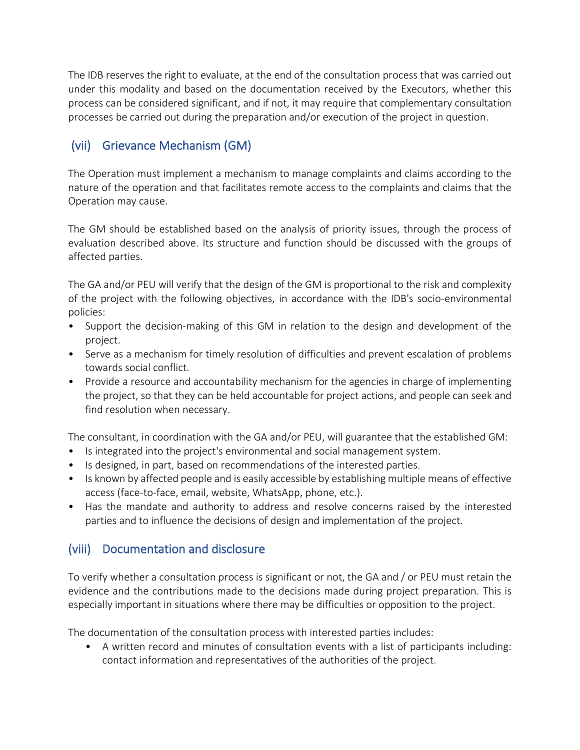The IDB reserves the right to evaluate, at the end of the consultation process that was carried out under this modality and based on the documentation received by the Executors, whether this process can be considered significant, and if not, it may require that complementary consultation processes be carried out during the preparation and/or execution of the project in question.

## (vii) Grievance Mechanism (GM)

The Operation must implement a mechanism to manage complaints and claims according to the nature of the operation and that facilitates remote access to the complaints and claims that the Operation may cause.

The GM should be established based on the analysis of priority issues, through the process of evaluation described above. Its structure and function should be discussed with the groups of affected parties.

The GA and/or PEU will verify that the design of the GM is proportional to the risk and complexity of the project with the following objectives, in accordance with the IDB's socio-environmental policies:

- Support the decision-making of this GM in relation to the design and development of the project.
- Serve as a mechanism for timely resolution of difficulties and prevent escalation of problems towards social conflict.
- Provide a resource and accountability mechanism for the agencies in charge of implementing the project, so that they can be held accountable for project actions, and people can seek and find resolution when necessary.

The consultant, in coordination with the GA and/or PEU, will guarantee that the established GM:

- Is integrated into the project's environmental and social management system.
- Is designed, in part, based on recommendations of the interested parties.
- Is known by affected people and is easily accessible by establishing multiple means of effective access (face-to-face, email, website, WhatsApp, phone, etc.).
- Has the mandate and authority to address and resolve concerns raised by the interested parties and to influence the decisions of design and implementation of the project.

## (viii) Documentation and disclosure

To verify whether a consultation process is significant or not, the GA and / or PEU must retain the evidence and the contributions made to the decisions made during project preparation. This is especially important in situations where there may be difficulties or opposition to the project.

The documentation of the consultation process with interested parties includes:

- A written record and minutes of consultation events with a list of participants including: contact information and representatives of the authorities of the project.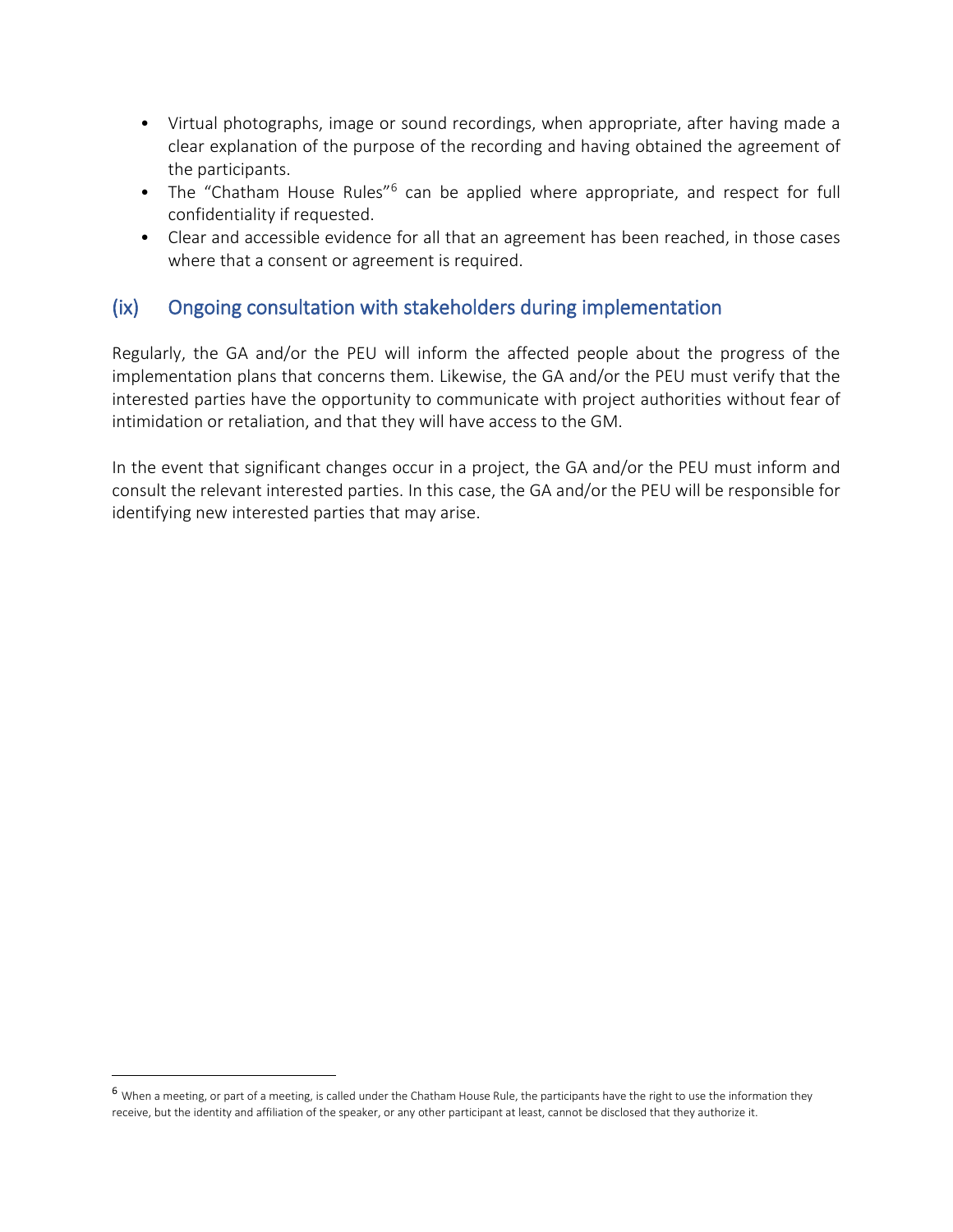- Virtual photographs, image or sound recordings, when appropriate, after having made a clear explanation of the purpose of the recording and having obtained the agreement of the participants.
- The "Chatham House Rules"[6] can be applied where appropriate, and respect for full confidentiality if requested.
- Clear and accessible evidence for all that an agreement has been reached, in those cases where that a consent or agreement is required.

## (ix) Ongoing consultation with stakeholders during implementation

Regularly, the GA and/or the PEU will inform the affected people about the progress of the implementation plans that concerns them. Likewise, the GA and/or the PEU must verify that the interested parties have the opportunity to communicate with project authorities without fear of intimidation or retaliation, and that they will have access to the GM.

In the event that significant changes occur in a project, the GA and/or the PEU must inform and consult the relevant interested parties. In this case, the GA and/or the PEU will be responsible for identifying new interested parties that may arise.

[6] When a meeting, or part of a meeting, is called under the Chatham House Rule, the participants have the right to use the information they receive, but the identity and affiliation of the speaker, or any other participant at least, cannot be disclosed that they authorize it.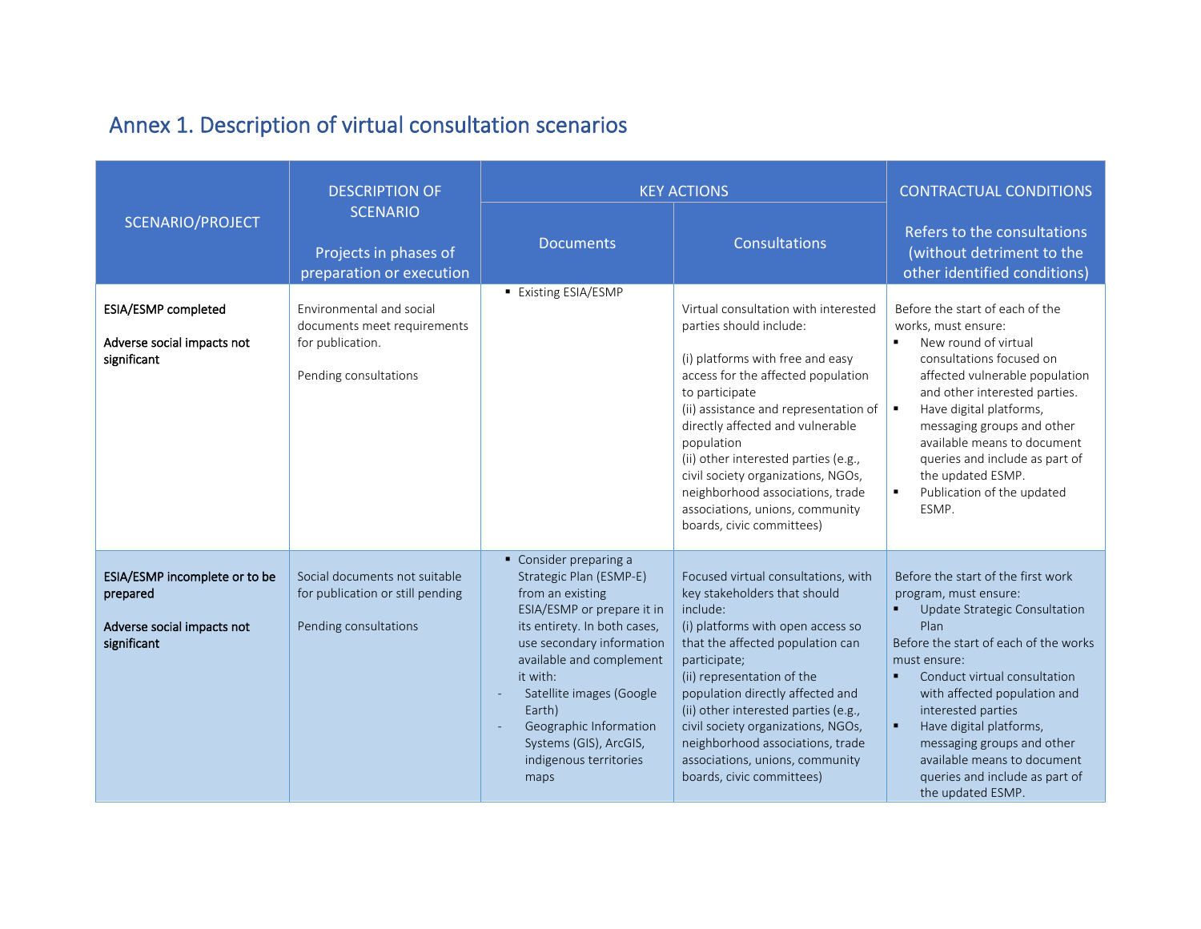## Annex 1. Description of virtual consultation scenarios

| SCENARIO/PROJECT | DESCRIPTION OF SCENARIO<br><br>Projects in phases of preparation or execution | KEY ACTIONS | | CONTRACTUAL CONDITIONS<br><br>Refers to the consultations (without detriment to the other identified conditions) |
|---|---|---|---|---|
| | | Documents | Consultations | |
| **ESIA/ESMP completed**<br><br>**Adverse social impacts not significant** | Environmental and social documents meet requirements for publication.<br><br>Pending consultations | ▪ Existing ESIA/ESMP | Virtual consultation with interested parties should include:<br><br>(i) platforms with free and easy access for the affected population to participate<br>(ii) assistance and representation of directly affected and vulnerable population<br>(ii) other interested parties (e.g., civil society organizations, NGOs, neighborhood associations, trade associations, unions, community boards, civic committees) | Before the start of each of the works, must ensure:<br>▪ New round of virtual consultations focused on affected vulnerable population and other interested parties.<br>▪ Have digital platforms, messaging groups and other available means to document queries and include as part of the updated ESMP.<br>▪ Publication of the updated ESMP. |
| **ESIA/ESMP incomplete or to be prepared**<br><br>**Adverse social impacts not significant** | Social documents not suitable for publication or still pending<br><br>Pending consultations | ▪ Consider preparing a Strategic Plan (ESMP-E) from an existing ESIA/ESMP or prepare it in its entirety. In both cases, use secondary information available and complement it with:<br>- Satellite images (Google Earth)<br>- Geographic Information Systems (GIS), ArcGIS, indigenous territories maps | Focused virtual consultations, with key stakeholders that should include:<br>(i) platforms with open access so that the affected population can participate;<br>(ii) representation of the population directly affected and<br>(ii) other interested parties (e.g., civil society organizations, NGOs, neighborhood associations, trade associations, unions, community boards, civic committees) | Before the start of the first work program, must ensure:<br>▪ Update Strategic Consultation Plan<br>Before the start of each of the works must ensure:<br>▪ Conduct virtual consultation with affected population and interested parties<br>▪ Have digital platforms, messaging groups and other available means to document queries and include as part of the updated ESMP. |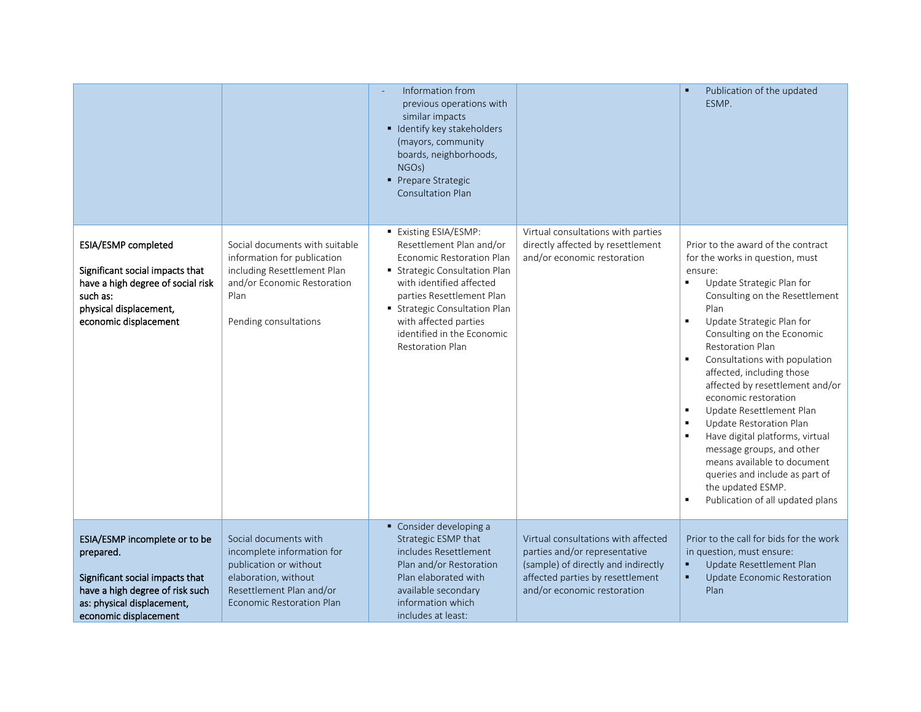| | | | | |
|---|---|---|---|---|
| | | - Information from previous operations with similar impacts<br>▪ Identify key stakeholders (mayors, community boards, neighborhoods, NGOs)<br>▪ Prepare Strategic Consultation Plan | | ▪ Publication of the updated ESMP. |
| **ESIA/ESMP completed**<br><br>**Significant social impacts that have a high degree of social risk such as: physical displacement, economic displacement** | Social documents with suitable information for publication including Resettlement Plan and/or Economic Restoration Plan<br><br>Pending consultations | ▪ Existing ESIA/ESMP: Resettlement Plan and/or Economic Restoration Plan<br>▪ Strategic Consultation Plan with identified affected parties Resettlement Plan<br>▪ Strategic Consultation Plan with affected parties identified in the Economic Restoration Plan | Virtual consultations with parties directly affected by resettlement and/or economic restoration | Prior to the award of the contract for the works in question, must ensure:<br>▪ Update Strategic Plan for Consulting on the Resettlement Plan<br>▪ Update Strategic Plan for Consulting on the Economic Restoration Plan<br>▪ Consultations with population affected, including those affected by resettlement and/or economic restoration<br>▪ Update Resettlement Plan<br>▪ Update Restoration Plan<br>▪ Have digital platforms, virtual message groups, and other means available to document queries and include as part of the updated ESMP.<br>▪ Publication of all updated plans |
| **ESIA/ESMP incomplete or to be prepared.**<br><br>**Significant social impacts that have a high degree of risk such as: physical displacement, economic displacement** | Social documents with incomplete information for publication or without elaboration, without Resettlement Plan and/or Economic Restoration Plan | ▪ Consider developing a Strategic ESMP that includes Resettlement Plan and/or Restoration Plan elaborated with available secondary information which includes at least: | Virtual consultations with affected parties and/or representative (sample) of directly and indirectly affected parties by resettlement and/or economic restoration | Prior to the call for bids for the work in question, must ensure:<br>▪ Update Resettlement Plan<br>▪ Update Economic Restoration Plan |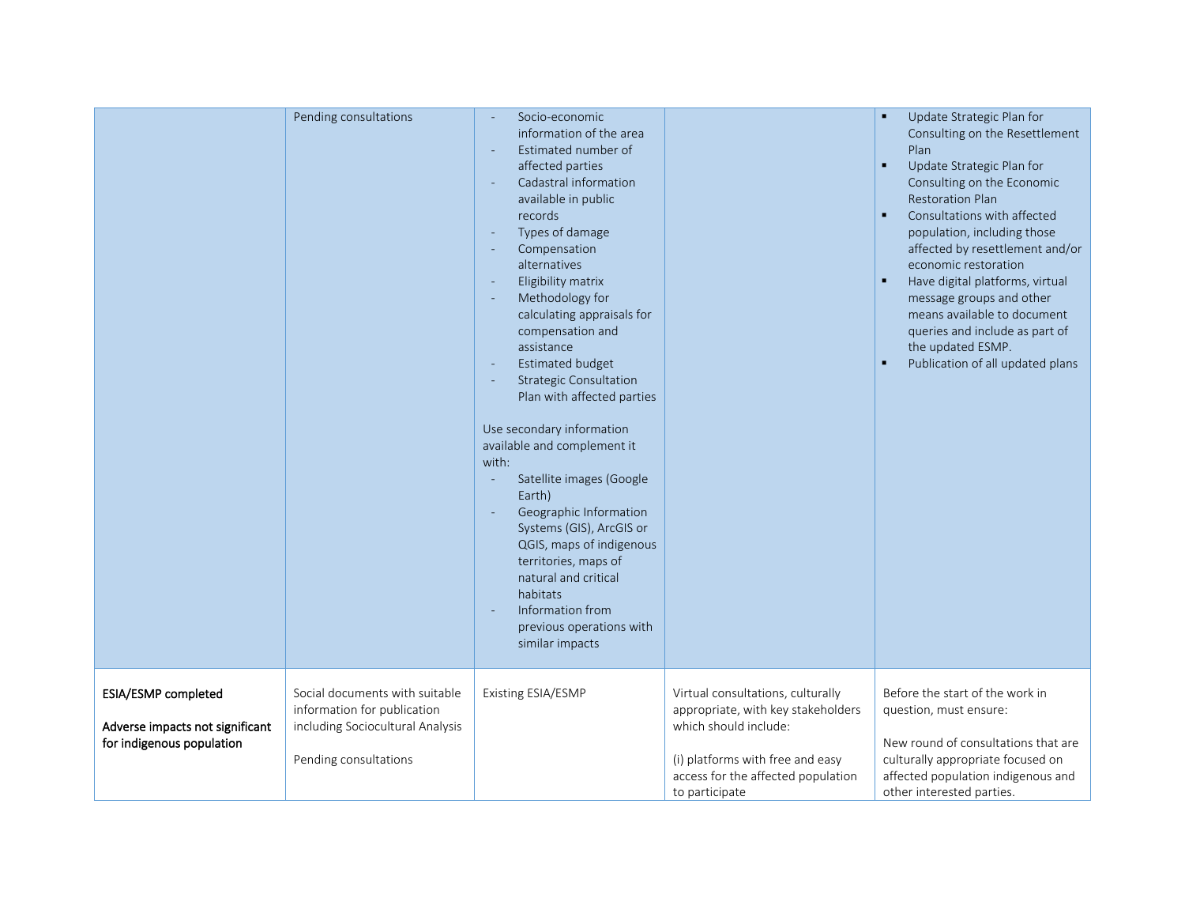| | | | | |
|---|---|---|---|---|
| | Pending consultations | - Socio-economic information of the area<br>- Estimated number of affected parties<br>- Cadastral information available in public records<br>- Types of damage<br>- Compensation alternatives<br>- Eligibility matrix<br>- Methodology for calculating appraisals for compensation and assistance<br>- Estimated budget<br>- Strategic Consultation Plan with affected parties<br><br>Use secondary information available and complement it with:<br>- Satellite images (Google Earth)<br>- Geographic Information Systems (GIS), ArcGIS or QGIS, maps of indigenous territories, maps of natural and critical habitats<br>- Information from previous operations with similar impacts | | ▪ Update Strategic Plan for Consulting on the Resettlement Plan<br>▪ Update Strategic Plan for Consulting on the Economic Restoration Plan<br>▪ Consultations with affected population, including those affected by resettlement and/or economic restoration<br>▪ Have digital platforms, virtual message groups and other means available to document queries and include as part of the updated ESMP.<br>▪ Publication of all updated plans |
| **ESIA/ESMP completed**<br><br>**Adverse impacts not significant for indigenous population** | Social documents with suitable information for publication including Sociocultural Analysis<br><br>Pending consultations | Existing ESIA/ESMP | Virtual consultations, culturally appropriate, with key stakeholders which should include:<br><br>(i) platforms with free and easy access for the affected population to participate | Before the start of the work in question, must ensure:<br><br>New round of consultations that are culturally appropriate focused on affected population indigenous and other interested parties. |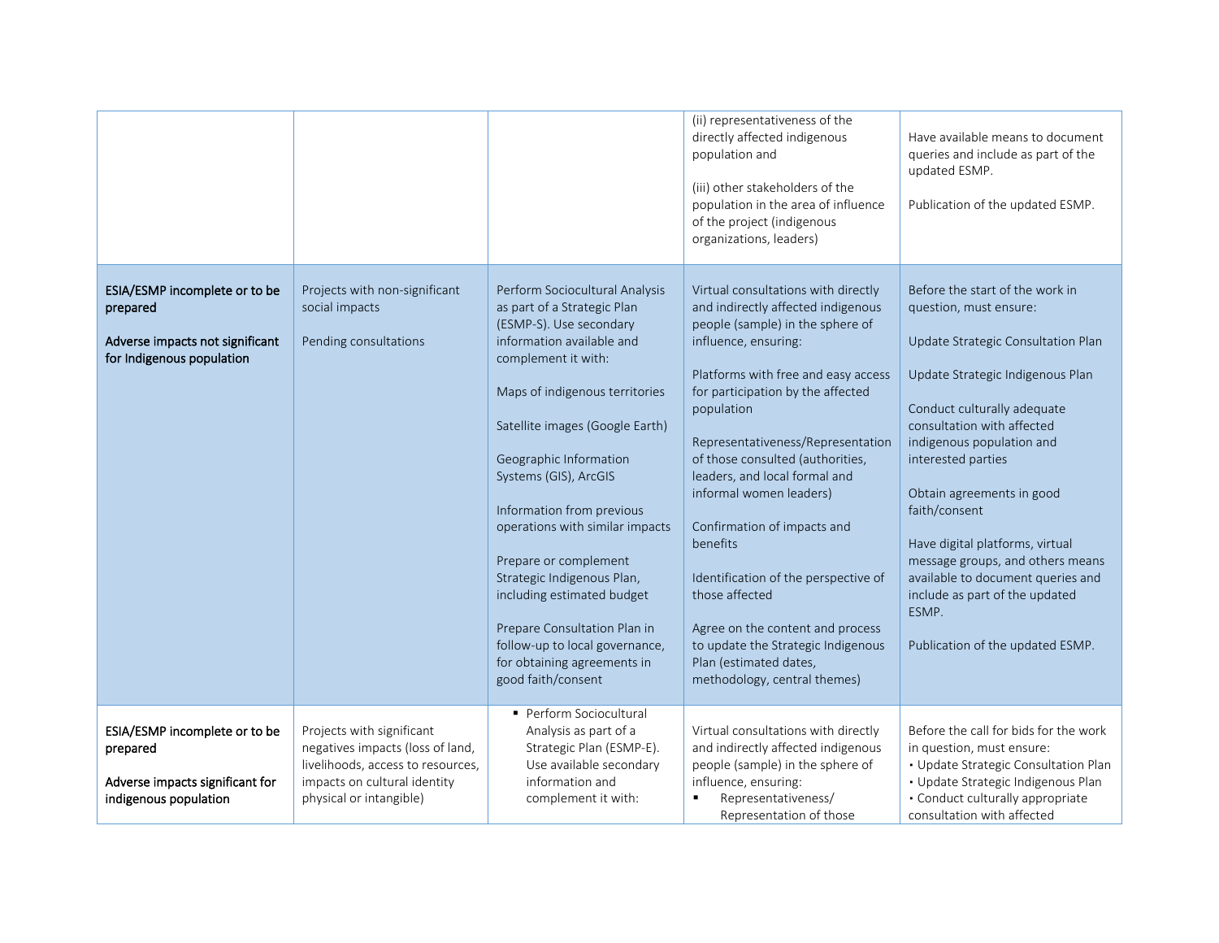| | | | | |
|---|---|---|---|---|
| | | | (ii) representativeness of the directly affected indigenous population and<br><br>(iii) other stakeholders of the population in the area of influence of the project (indigenous organizations, leaders) | Have available means to document queries and include as part of the updated ESMP.<br><br>Publication of the updated ESMP. |
| **ESIA/ESMP incomplete or to be prepared**<br><br>**Adverse impacts not significant for Indigenous population** | Projects with non-significant social impacts<br><br>Pending consultations | Perform Sociocultural Analysis as part of a Strategic Plan (ESMP-S). Use secondary information available and complement it with:<br><br>Maps of indigenous territories<br><br>Satellite images (Google Earth)<br><br>Geographic Information Systems (GIS), ArcGIS<br><br>Information from previous operations with similar impacts<br><br>Prepare or complement Strategic Indigenous Plan, including estimated budget<br><br>Prepare Consultation Plan in follow-up to local governance, for obtaining agreements in good faith/consent | Virtual consultations with directly and indirectly affected indigenous people (sample) in the sphere of influence, ensuring:<br><br>Platforms with free and easy access for participation by the affected population<br><br>Representativeness/Representation of those consulted (authorities, leaders, and local formal and informal women leaders)<br><br>Confirmation of impacts and benefits<br><br>Identification of the perspective of those affected<br><br>Agree on the content and process to update the Strategic Indigenous Plan (estimated dates, methodology, central themes) | Before the start of the work in question, must ensure:<br><br>Update Strategic Consultation Plan<br><br>Update Strategic Indigenous Plan<br><br>Conduct culturally adequate consultation with affected indigenous population and interested parties<br><br>Obtain agreements in good faith/consent<br><br>Have digital platforms, virtual message groups, and others means available to document queries and include as part of the updated ESMP.<br><br>Publication of the updated ESMP. |
| **ESIA/ESMP incomplete or to be prepared**<br><br>**Adverse impacts significant for indigenous population** | Projects with significant negatives impacts (loss of land, livelihoods, access to resources, impacts on cultural identity physical or intangible) | ▪ Perform Sociocultural Analysis as part of a Strategic Plan (ESMP-E). Use available secondary information and complement it with: | Virtual consultations with directly and indirectly affected indigenous people (sample) in the sphere of influence, ensuring:<br>▪ Representativeness/ Representation of those | Before the call for bids for the work in question, must ensure:<br>• Update Strategic Consultation Plan<br>• Update Strategic Indigenous Plan<br>• Conduct culturally appropriate consultation with affected |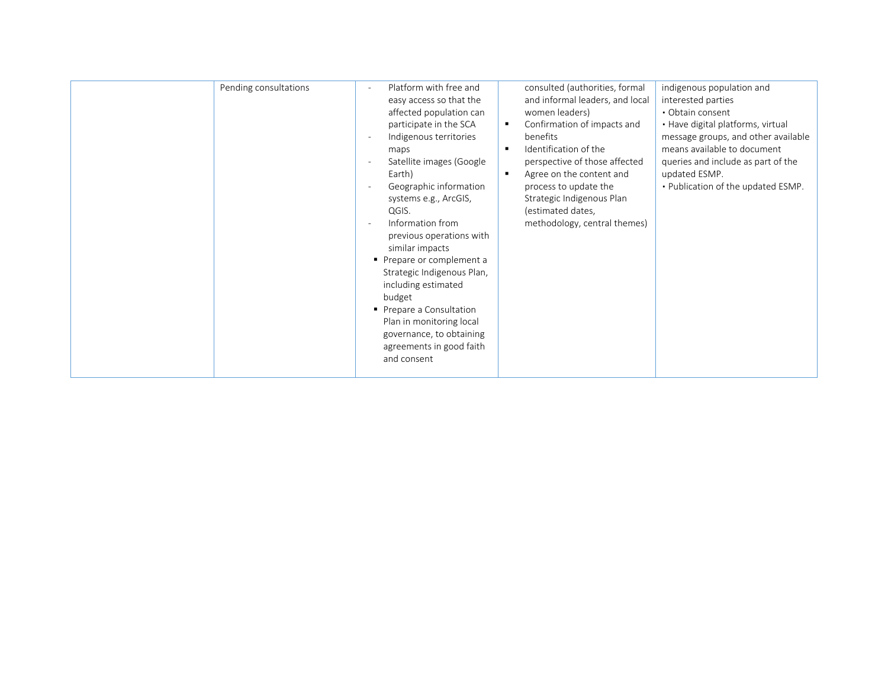|  |  |  |  |  |
|---|---|---|---|---|
|  | Pending consultations | - Platform with free and easy access so that the affected population can participate in the SCA<br>- Indigenous territories maps<br>- Satellite images (Google Earth)<br>- Geographic information systems e.g., ArcGIS, QGIS.<br>- Information from previous operations with similar impacts<br>▪ Prepare or complement a Strategic Indigenous Plan, including estimated budget<br>▪ Prepare a Consultation Plan in monitoring local governance, to obtaining agreements in good faith and consent | consulted (authorities, formal and informal leaders, and local women leaders)<br>▪ Confirmation of impacts and benefits<br>▪ Identification of the perspective of those affected<br>▪ Agree on the content and process to update the Strategic Indigenous Plan (estimated dates, methodology, central themes) | indigenous population and interested parties<br>• Obtain consent<br>• Have digital platforms, virtual message groups, and other available means available to document queries and include as part of the updated ESMP.<br>• Publication of the updated ESMP. |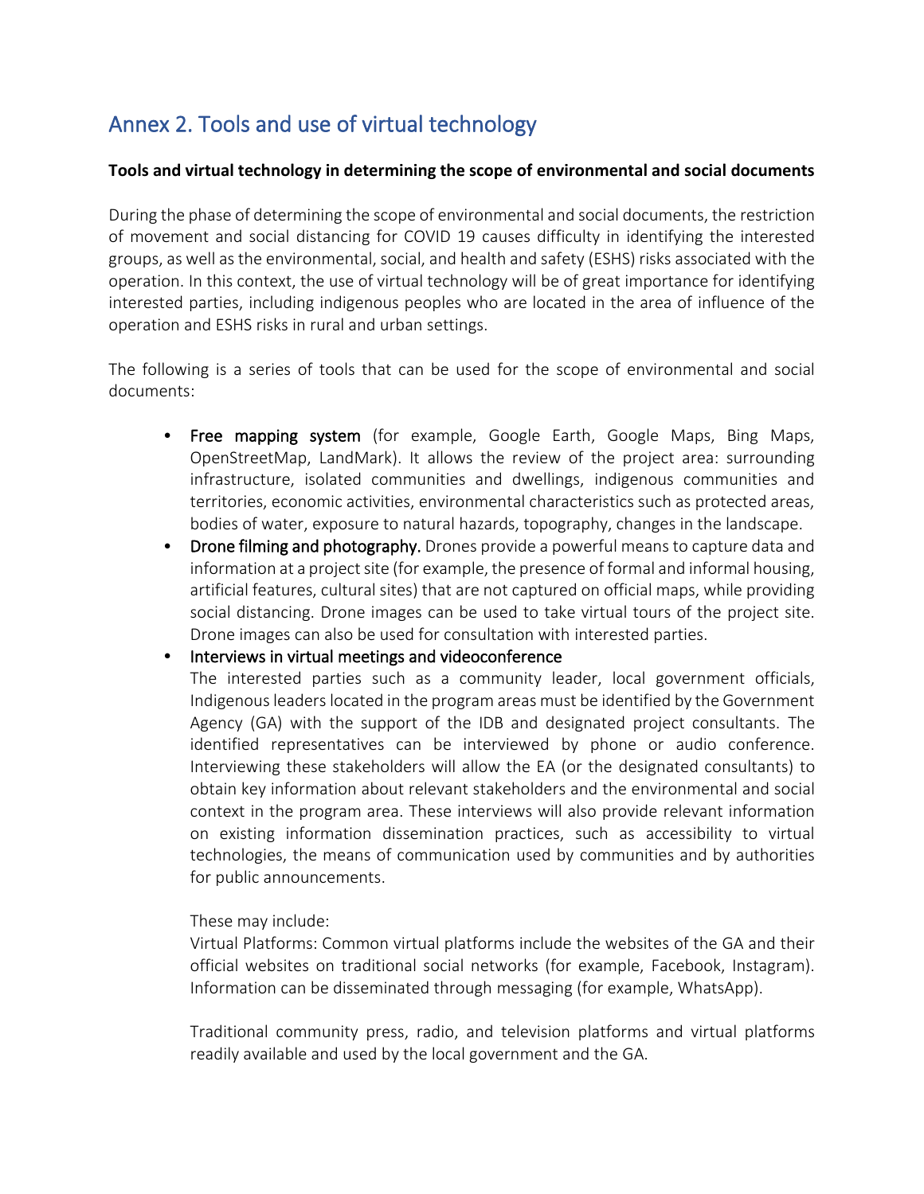## Annex 2. Tools and use of virtual technology

**Tools and virtual technology in determining the scope of environmental and social documents**

During the phase of determining the scope of environmental and social documents, the restriction of movement and social distancing for COVID 19 causes difficulty in identifying the interested groups, as well as the environmental, social, and health and safety (ESHS) risks associated with the operation. In this context, the use of virtual technology will be of great importance for identifying interested parties, including indigenous peoples who are located in the area of influence of the operation and ESHS risks in rural and urban settings.

The following is a series of tools that can be used for the scope of environmental and social documents:

- Free mapping system (for example, Google Earth, Google Maps, Bing Maps, OpenStreetMap, LandMark). It allows the review of the project area: surrounding infrastructure, isolated communities and dwellings, indigenous communities and territories, economic activities, environmental characteristics such as protected areas, bodies of water, exposure to natural hazards, topography, changes in the landscape.
- Drone filming and photography. Drones provide a powerful means to capture data and information at a project site (for example, the presence of formal and informal housing, artificial features, cultural sites) that are not captured on official maps, while providing social distancing. Drone images can be used to take virtual tours of the project site. Drone images can also be used for consultation with interested parties.
- Interviews in virtual meetings and videoconference
  The interested parties such as a community leader, local government officials, Indigenous leaders located in the program areas must be identified by the Government Agency (GA) with the support of the IDB and designated project consultants. The identified representatives can be interviewed by phone or audio conference. Interviewing these stakeholders will allow the EA (or the designated consultants) to obtain key information about relevant stakeholders and the environmental and social context in the program area. These interviews will also provide relevant information on existing information dissemination practices, such as accessibility to virtual technologies, the means of communication used by communities and by authorities for public announcements.

  These may include:
  Virtual Platforms: Common virtual platforms include the websites of the GA and their official websites on traditional social networks (for example, Facebook, Instagram). Information can be disseminated through messaging (for example, WhatsApp).

  Traditional community press, radio, and television platforms and virtual platforms readily available and used by the local government and the GA.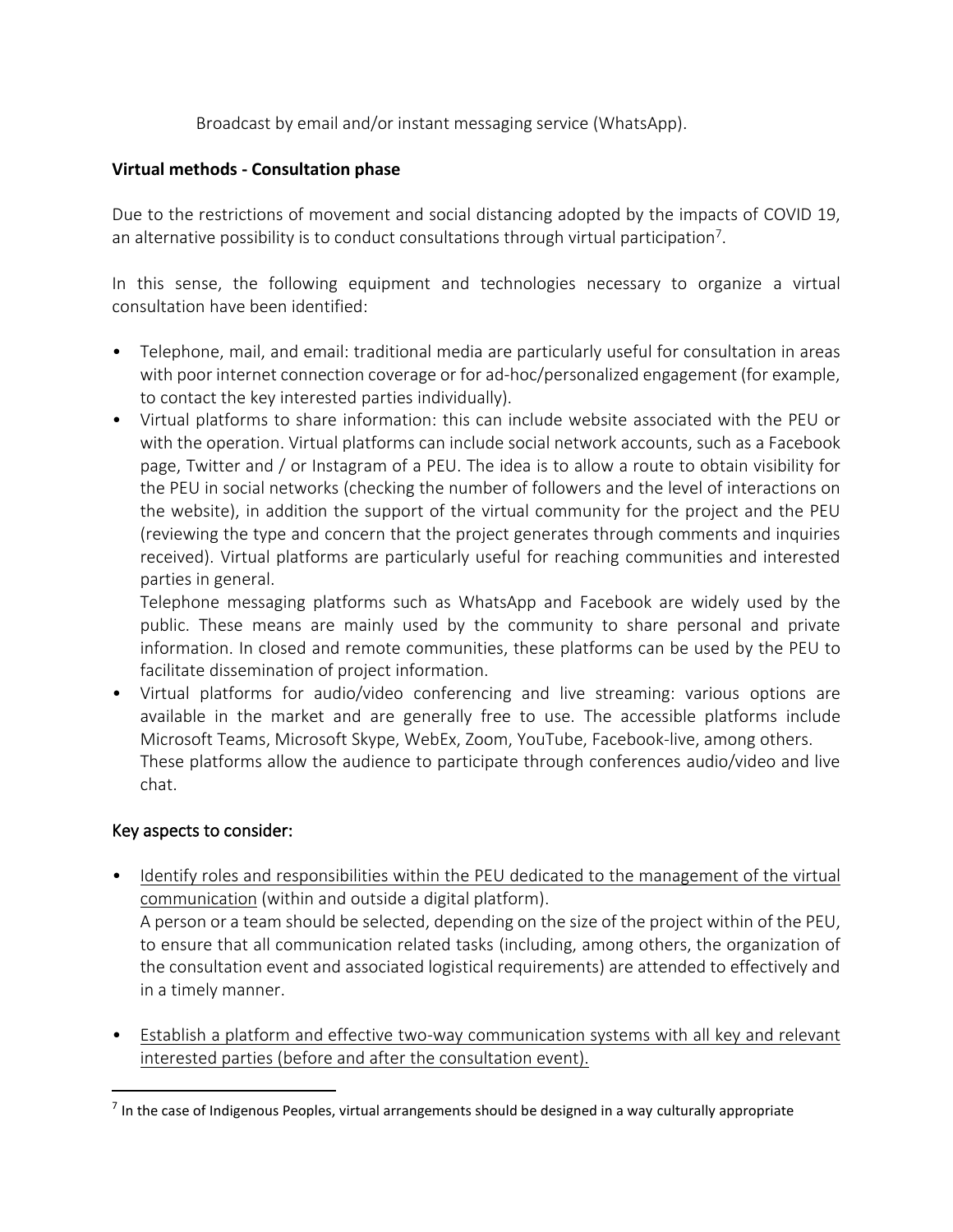Broadcast by email and/or instant messaging service (WhatsApp).

**Virtual methods - Consultation phase**

Due to the restrictions of movement and social distancing adopted by the impacts of COVID 19, an alternative possibility is to conduct consultations through virtual participation[7].

In this sense, the following equipment and technologies necessary to organize a virtual consultation have been identified:

- Telephone, mail, and email: traditional media are particularly useful for consultation in areas with poor internet connection coverage or for ad-hoc/personalized engagement (for example, to contact the key interested parties individually).
- Virtual platforms to share information: this can include website associated with the PEU or with the operation. Virtual platforms can include social network accounts, such as a Facebook page, Twitter and / or Instagram of a PEU. The idea is to allow a route to obtain visibility for the PEU in social networks (checking the number of followers and the level of interactions on the website), in addition the support of the virtual community for the project and the PEU (reviewing the type and concern that the project generates through comments and inquiries received). Virtual platforms are particularly useful for reaching communities and interested parties in general.
  Telephone messaging platforms such as WhatsApp and Facebook are widely used by the public. These means are mainly used by the community to share personal and private information. In closed and remote communities, these platforms can be used by the PEU to facilitate dissemination of project information.
- Virtual platforms for audio/video conferencing and live streaming: various options are available in the market and are generally free to use. The accessible platforms include Microsoft Teams, Microsoft Skype, WebEx, Zoom, YouTube, Facebook-live, among others.
  These platforms allow the audience to participate through conferences audio/video and live chat.

## Key aspects to consider:

- Identify roles and responsibilities within the PEU dedicated to the management of the virtual communication (within and outside a digital platform).
  A person or a team should be selected, depending on the size of the project within of the PEU, to ensure that all communication related tasks (including, among others, the organization of the consultation event and associated logistical requirements) are attended to effectively and in a timely manner.

- Establish a platform and effective two-way communication systems with all key and relevant interested parties (before and after the consultation event).

[7] In the case of Indigenous Peoples, virtual arrangements should be designed in a way culturally appropriate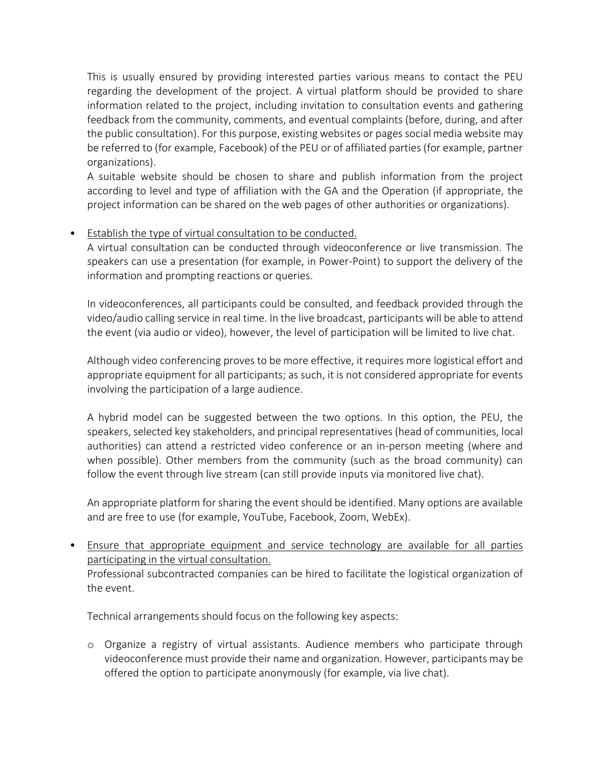This is usually ensured by providing interested parties various means to contact the PEU regarding the development of the project. A virtual platform should be provided to share information related to the project, including invitation to consultation events and gathering feedback from the community, comments, and eventual complaints (before, during, and after the public consultation). For this purpose, existing websites or pages social media website may be referred to (for example, Facebook) of the PEU or of affiliated parties (for example, partner organizations).

A suitable website should be chosen to share and publish information from the project according to level and type of affiliation with the GA and the Operation (if appropriate, the project information can be shared on the web pages of other authorities or organizations).

- <u>Establish the type of virtual consultation to be conducted.</u>

  A virtual consultation can be conducted through videoconference or live transmission. The speakers can use a presentation (for example, in Power-Point) to support the delivery of the information and prompting reactions or queries.

  In videoconferences, all participants could be consulted, and feedback provided through the video/audio calling service in real time. In the live broadcast, participants will be able to attend the event (via audio or video), however, the level of participation will be limited to live chat.

  Although video conferencing proves to be more effective, it requires more logistical effort and appropriate equipment for all participants; as such, it is not considered appropriate for events involving the participation of a large audience.

  A hybrid model can be suggested between the two options. In this option, the PEU, the speakers, selected key stakeholders, and principal representatives (head of communities, local authorities) can attend a restricted video conference or an in-person meeting (where and when possible). Other members from the community (such as the broad community) can follow the event through live stream (can still provide inputs via monitored live chat).

  An appropriate platform for sharing the event should be identified. Many options are available and are free to use (for example, YouTube, Facebook, Zoom, WebEx).

- <u>Ensure that appropriate equipment and service technology are available for all parties participating in the virtual consultation.</u>

  Professional subcontracted companies can be hired to facilitate the logistical organization of the event.

  Technical arrangements should focus on the following key aspects:

  - Organize a registry of virtual assistants. Audience members who participate through videoconference must provide their name and organization. However, participants may be offered the option to participate anonymously (for example, via live chat).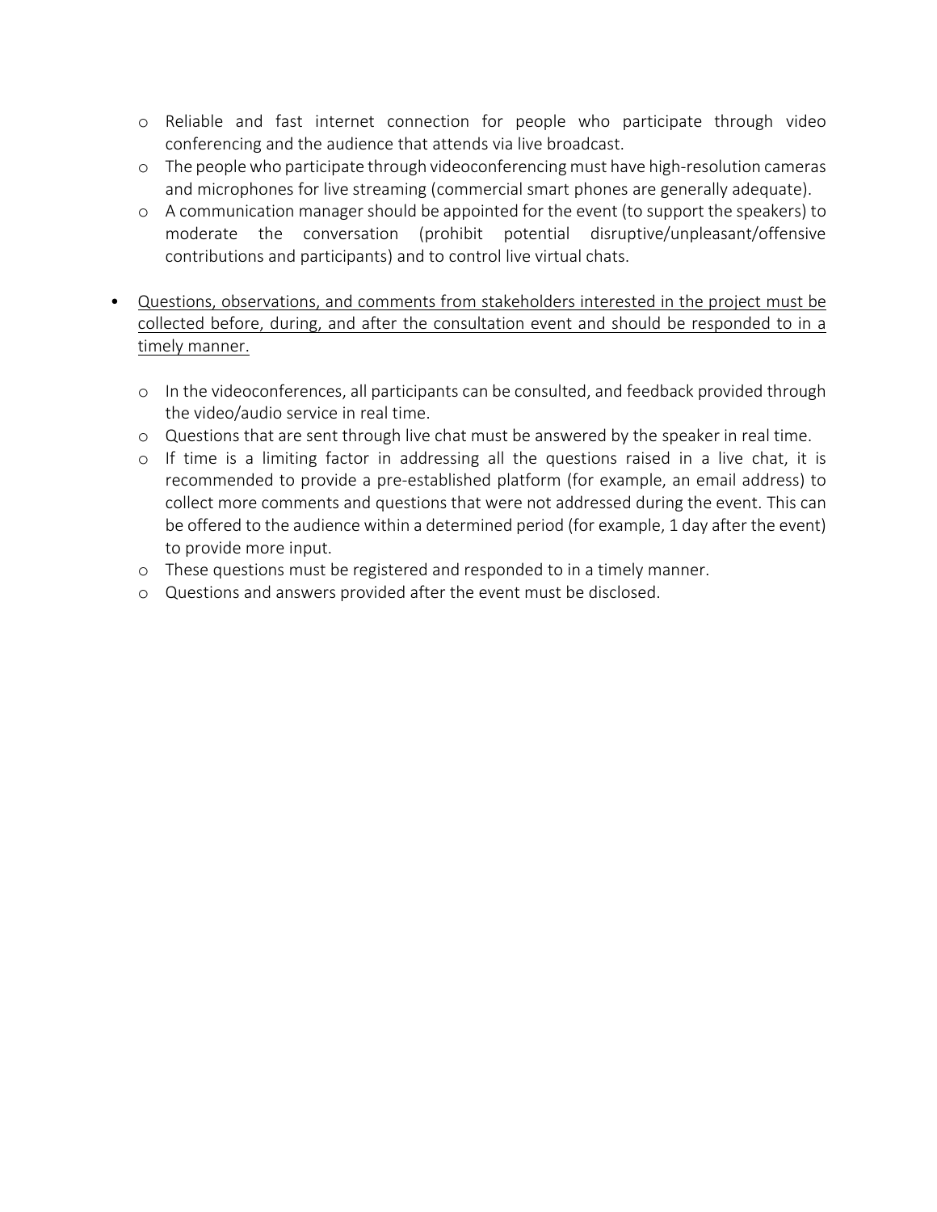- Reliable and fast internet connection for people who participate through video conferencing and the audience that attends via live broadcast.
  - The people who participate through videoconferencing must have high-resolution cameras and microphones for live streaming (commercial smart phones are generally adequate).
  - A communication manager should be appointed for the event (to support the speakers) to moderate the conversation (prohibit potential disruptive/unpleasant/offensive contributions and participants) and to control live virtual chats.

- <u>Questions, observations, and comments from stakeholders interested in the project must be collected before, during, and after the consultation event and should be responded to in a timely manner.</u>

  - In the videoconferences, all participants can be consulted, and feedback provided through the video/audio service in real time.
  - Questions that are sent through live chat must be answered by the speaker in real time.
  - If time is a limiting factor in addressing all the questions raised in a live chat, it is recommended to provide a pre-established platform (for example, an email address) to collect more comments and questions that were not addressed during the event. This can be offered to the audience within a determined period (for example, 1 day after the event) to provide more input.
  - These questions must be registered and responded to in a timely manner.
  - Questions and answers provided after the event must be disclosed.